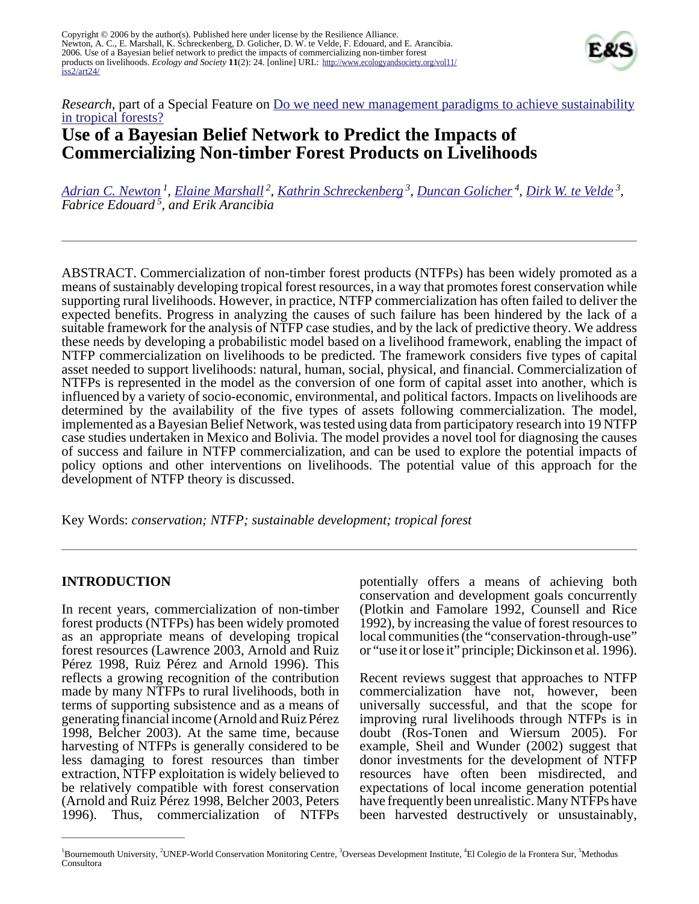Copyright © 2006 by the author(s). Published here under license by the Resilience Alliance.
Newton, A. C., E. Marshall, K. Schreckenberg, D. Golicher, D. W. te Velde, F. Edouard, and E. Arancibia. 2006. Use of a Bayesian belief network to predict the impacts of commercializing non-timber forest products on livelihoods. *Ecology and Society* **11**(2): 24. [online] URL: http://www.ecologyandsociety.org/vol11/iss2/art24/

*Research*, part of a Special Feature on Do we need new management paradigms to achieve sustainability in tropical forests?

# Use of a Bayesian Belief Network to Predict the Impacts of Commercializing Non-timber Forest Products on Livelihoods

*Adrian C. Newton*[1], *Elaine Marshall*[2], *Kathrin Schreckenberg*[3], *Duncan Golicher*[4], *Dirk W. te Velde*[3], *Fabrice Edouard*[5], *and Erik Arancibia*

ABSTRACT. Commercialization of non-timber forest products (NTFPs) has been widely promoted as a means of sustainably developing tropical forest resources, in a way that promotes forest conservation while supporting rural livelihoods. However, in practice, NTFP commercialization has often failed to deliver the expected benefits. Progress in analyzing the causes of such failure has been hindered by the lack of a suitable framework for the analysis of NTFP case studies, and by the lack of predictive theory. We address these needs by developing a probabilistic model based on a livelihood framework, enabling the impact of NTFP commercialization on livelihoods to be predicted. The framework considers five types of capital asset needed to support livelihoods: natural, human, social, physical, and financial. Commercialization of NTFPs is represented in the model as the conversion of one form of capital asset into another, which is influenced by a variety of socio-economic, environmental, and political factors. Impacts on livelihoods are determined by the availability of the five types of assets following commercialization. The model, implemented as a Bayesian Belief Network, was tested using data from participatory research into 19 NTFP case studies undertaken in Mexico and Bolivia. The model provides a novel tool for diagnosing the causes of success and failure in NTFP commercialization, and can be used to explore the potential impacts of policy options and other interventions on livelihoods. The potential value of this approach for the development of NTFP theory is discussed.

Key Words: *conservation; NTFP; sustainable development; tropical forest*

## INTRODUCTION

In recent years, commercialization of non-timber forest products (NTFPs) has been widely promoted as an appropriate means of developing tropical forest resources (Lawrence 2003, Arnold and Ruiz Pérez 1998, Ruiz Pérez and Arnold 1996). This reflects a growing recognition of the contribution made by many NTFPs to rural livelihoods, both in terms of supporting subsistence and as a means of generating financial income (Arnold and Ruiz Pérez 1998, Belcher 2003). At the same time, because harvesting of NTFPs is generally considered to be less damaging to forest resources than timber extraction, NTFP exploitation is widely believed to be relatively compatible with forest conservation (Arnold and Ruiz Pérez 1998, Belcher 2003, Peters 1996). Thus, commercialization of NTFPs potentially offers a means of achieving both conservation and development goals concurrently (Plotkin and Famolare 1992, Counsell and Rice 1992), by increasing the value of forest resources to local communities (the "conservation-through-use" or "use it or lose it" principle; Dickinson et al. 1996).

Recent reviews suggest that approaches to NTFP commercialization have not, however, been universally successful, and that the scope for improving rural livelihoods through NTFPs is in doubt (Ros-Tonen and Wiersum 2005). For example, Sheil and Wunder (2002) suggest that donor investments for the development of NTFP resources have often been misdirected, and expectations of local income generation potential have frequently been unrealistic. Many NTFPs have been harvested destructively or unsustainably,

[1]Bournemouth University, [2]UNEP-World Conservation Monitoring Centre, [3]Overseas Development Institute, [4]El Colegio de la Frontera Sur, [5]Methodus Consultora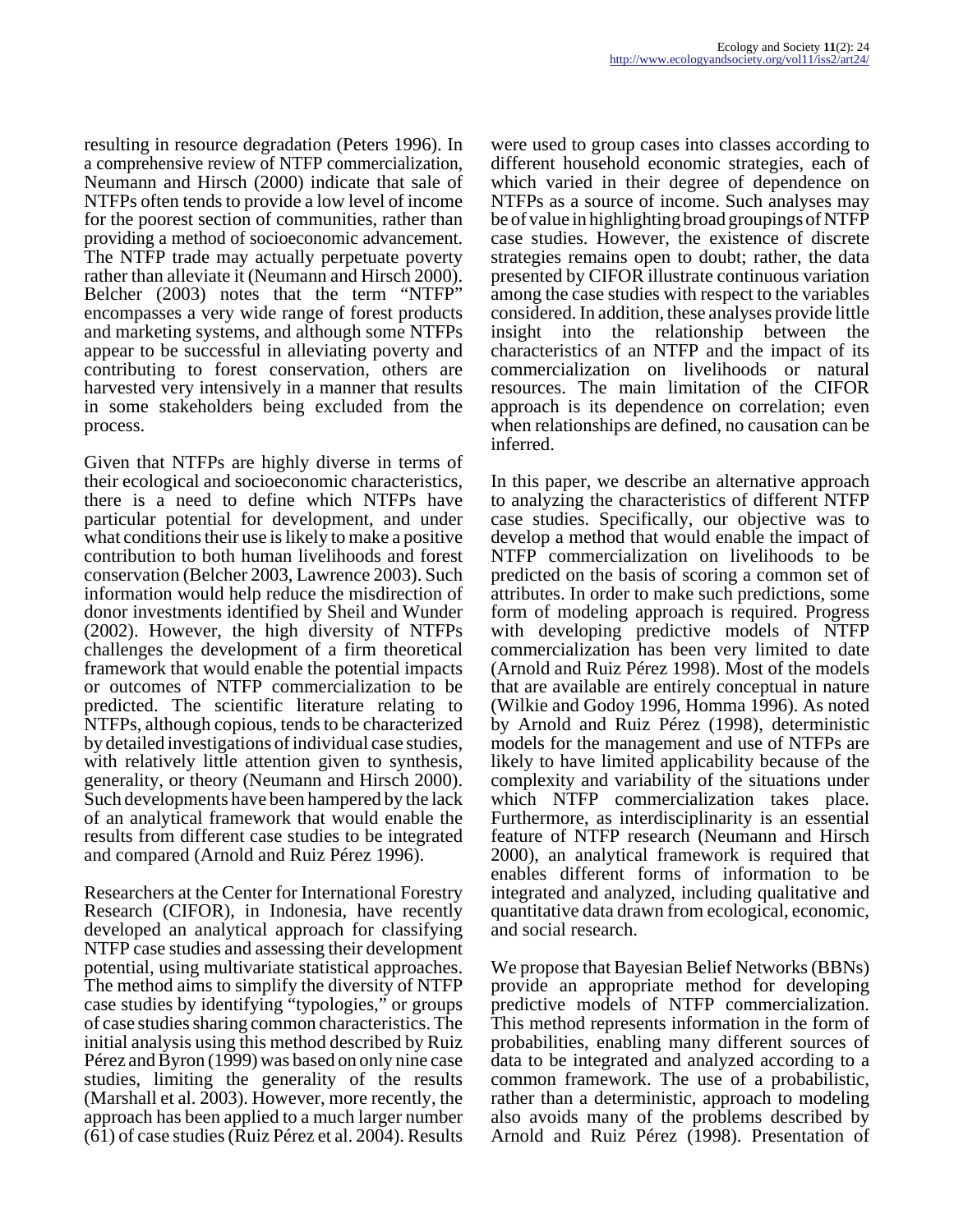resulting in resource degradation (Peters 1996). In a comprehensive review of NTFP commercialization, Neumann and Hirsch (2000) indicate that sale of NTFPs often tends to provide a low level of income for the poorest section of communities, rather than providing a method of socioeconomic advancement. The NTFP trade may actually perpetuate poverty rather than alleviate it (Neumann and Hirsch 2000). Belcher (2003) notes that the term "NTFP" encompasses a very wide range of forest products and marketing systems, and although some NTFPs appear to be successful in alleviating poverty and contributing to forest conservation, others are harvested very intensively in a manner that results in some stakeholders being excluded from the process.

Given that NTFPs are highly diverse in terms of their ecological and socioeconomic characteristics, there is a need to define which NTFPs have particular potential for development, and under what conditions their use is likely to make a positive contribution to both human livelihoods and forest conservation (Belcher 2003, Lawrence 2003). Such information would help reduce the misdirection of donor investments identified by Sheil and Wunder (2002). However, the high diversity of NTFPs challenges the development of a firm theoretical framework that would enable the potential impacts or outcomes of NTFP commercialization to be predicted. The scientific literature relating to NTFPs, although copious, tends to be characterized by detailed investigations of individual case studies, with relatively little attention given to synthesis, generality, or theory (Neumann and Hirsch 2000). Such developments have been hampered by the lack of an analytical framework that would enable the results from different case studies to be integrated and compared (Arnold and Ruiz Pérez 1996).

Researchers at the Center for International Forestry Research (CIFOR), in Indonesia, have recently developed an analytical approach for classifying NTFP case studies and assessing their development potential, using multivariate statistical approaches. The method aims to simplify the diversity of NTFP case studies by identifying "typologies," or groups of case studies sharing common characteristics. The initial analysis using this method described by Ruiz Pérez and Byron (1999) was based on only nine case studies, limiting the generality of the results (Marshall et al. 2003). However, more recently, the approach has been applied to a much larger number (61) of case studies (Ruiz Pérez et al. 2004). Results were used to group cases into classes according to different household economic strategies, each of which varied in their degree of dependence on NTFPs as a source of income. Such analyses may be of value in highlighting broad groupings of NTFP case studies. However, the existence of discrete strategies remains open to doubt; rather, the data presented by CIFOR illustrate continuous variation among the case studies with respect to the variables considered. In addition, these analyses provide little insight into the relationship between the characteristics of an NTFP and the impact of its commercialization on livelihoods or natural resources. The main limitation of the CIFOR approach is its dependence on correlation; even when relationships are defined, no causation can be inferred.

In this paper, we describe an alternative approach to analyzing the characteristics of different NTFP case studies. Specifically, our objective was to develop a method that would enable the impact of NTFP commercialization on livelihoods to be predicted on the basis of scoring a common set of attributes. In order to make such predictions, some form of modeling approach is required. Progress with developing predictive models of NTFP commercialization has been very limited to date (Arnold and Ruiz Pérez 1998). Most of the models that are available are entirely conceptual in nature (Wilkie and Godoy 1996, Homma 1996). As noted by Arnold and Ruiz Pérez (1998), deterministic models for the management and use of NTFPs are likely to have limited applicability because of the complexity and variability of the situations under which NTFP commercialization takes place. Furthermore, as interdisciplinarity is an essential feature of NTFP research (Neumann and Hirsch 2000), an analytical framework is required that enables different forms of information to be integrated and analyzed, including qualitative and quantitative data drawn from ecological, economic, and social research.

We propose that Bayesian Belief Networks (BBNs) provide an appropriate method for developing predictive models of NTFP commercialization. This method represents information in the form of probabilities, enabling many different sources of data to be integrated and analyzed according to a common framework. The use of a probabilistic, rather than a deterministic, approach to modeling also avoids many of the problems described by Arnold and Ruiz Pérez (1998). Presentation of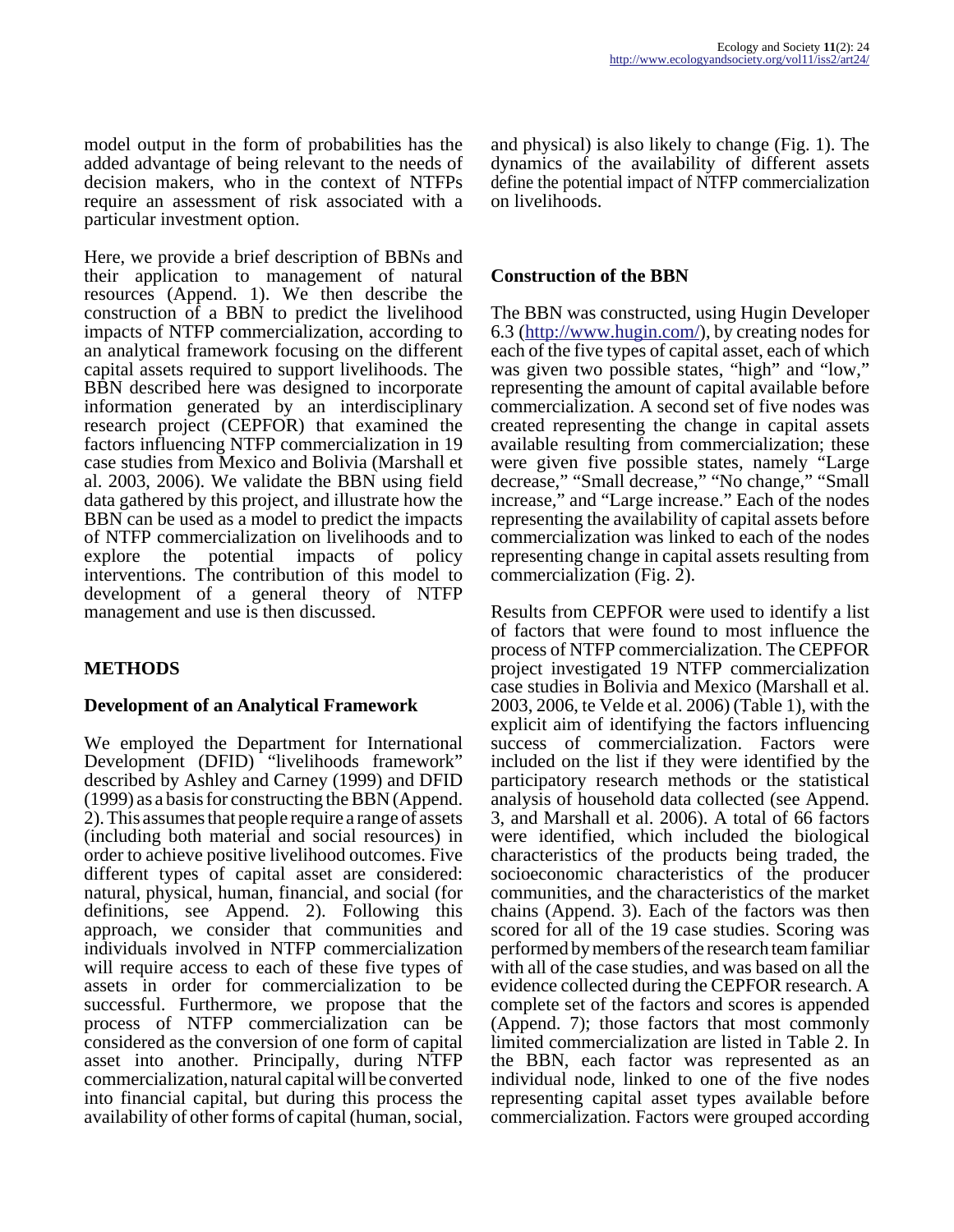model output in the form of probabilities has the added advantage of being relevant to the needs of decision makers, who in the context of NTFPs require an assessment of risk associated with a particular investment option.

Here, we provide a brief description of BBNs and their application to management of natural resources (Append. 1). We then describe the construction of a BBN to predict the livelihood impacts of NTFP commercialization, according to an analytical framework focusing on the different capital assets required to support livelihoods. The BBN described here was designed to incorporate information generated by an interdisciplinary research project (CEPFOR) that examined the factors influencing NTFP commercialization in 19 case studies from Mexico and Bolivia (Marshall et al. 2003, 2006). We validate the BBN using field data gathered by this project, and illustrate how the BBN can be used as a model to predict the impacts of NTFP commercialization on livelihoods and to explore the potential impacts of policy interventions. The contribution of this model to development of a general theory of NTFP management and use is then discussed.

## METHODS

### Development of an Analytical Framework

We employed the Department for International Development (DFID) "livelihoods framework" described by Ashley and Carney (1999) and DFID (1999) as a basis for constructing the BBN (Append. 2). This assumes that people require a range of assets (including both material and social resources) in order to achieve positive livelihood outcomes. Five different types of capital asset are considered: natural, physical, human, financial, and social (for definitions, see Append. 2). Following this approach, we consider that communities and individuals involved in NTFP commercialization will require access to each of these five types of assets in order for commercialization to be successful. Furthermore, we propose that the process of NTFP commercialization can be considered as the conversion of one form of capital asset into another. Principally, during NTFP commercialization, natural capital will be converted into financial capital, but during this process the availability of other forms of capital (human, social, and physical) is also likely to change (Fig. 1). The dynamics of the availability of different assets define the potential impact of NTFP commercialization on livelihoods.

### Construction of the BBN

The BBN was constructed, using Hugin Developer 6.3 (http://www.hugin.com/), by creating nodes for each of the five types of capital asset, each of which was given two possible states, "high" and "low," representing the amount of capital available before commercialization. A second set of five nodes was created representing the change in capital assets available resulting from commercialization; these were given five possible states, namely "Large decrease," "Small decrease," "No change," "Small increase," and "Large increase." Each of the nodes representing the availability of capital assets before commercialization was linked to each of the nodes representing change in capital assets resulting from commercialization (Fig. 2).

Results from CEPFOR were used to identify a list of factors that were found to most influence the process of NTFP commercialization. The CEPFOR project investigated 19 NTFP commercialization case studies in Bolivia and Mexico (Marshall et al. 2003, 2006, te Velde et al. 2006) (Table 1), with the explicit aim of identifying the factors influencing success of commercialization. Factors were included on the list if they were identified by the participatory research methods or the statistical analysis of household data collected (see Append. 3, and Marshall et al. 2006). A total of 66 factors were identified, which included the biological characteristics of the products being traded, the socioeconomic characteristics of the producer communities, and the characteristics of the market chains (Append. 3). Each of the factors was then scored for all of the 19 case studies. Scoring was performed by members of the research team familiar with all of the case studies, and was based on all the evidence collected during the CEPFOR research. A complete set of the factors and scores is appended (Append. 7); those factors that most commonly limited commercialization are listed in Table 2. In the BBN, each factor was represented as an individual node, linked to one of the five nodes representing capital asset types available before commercialization. Factors were grouped according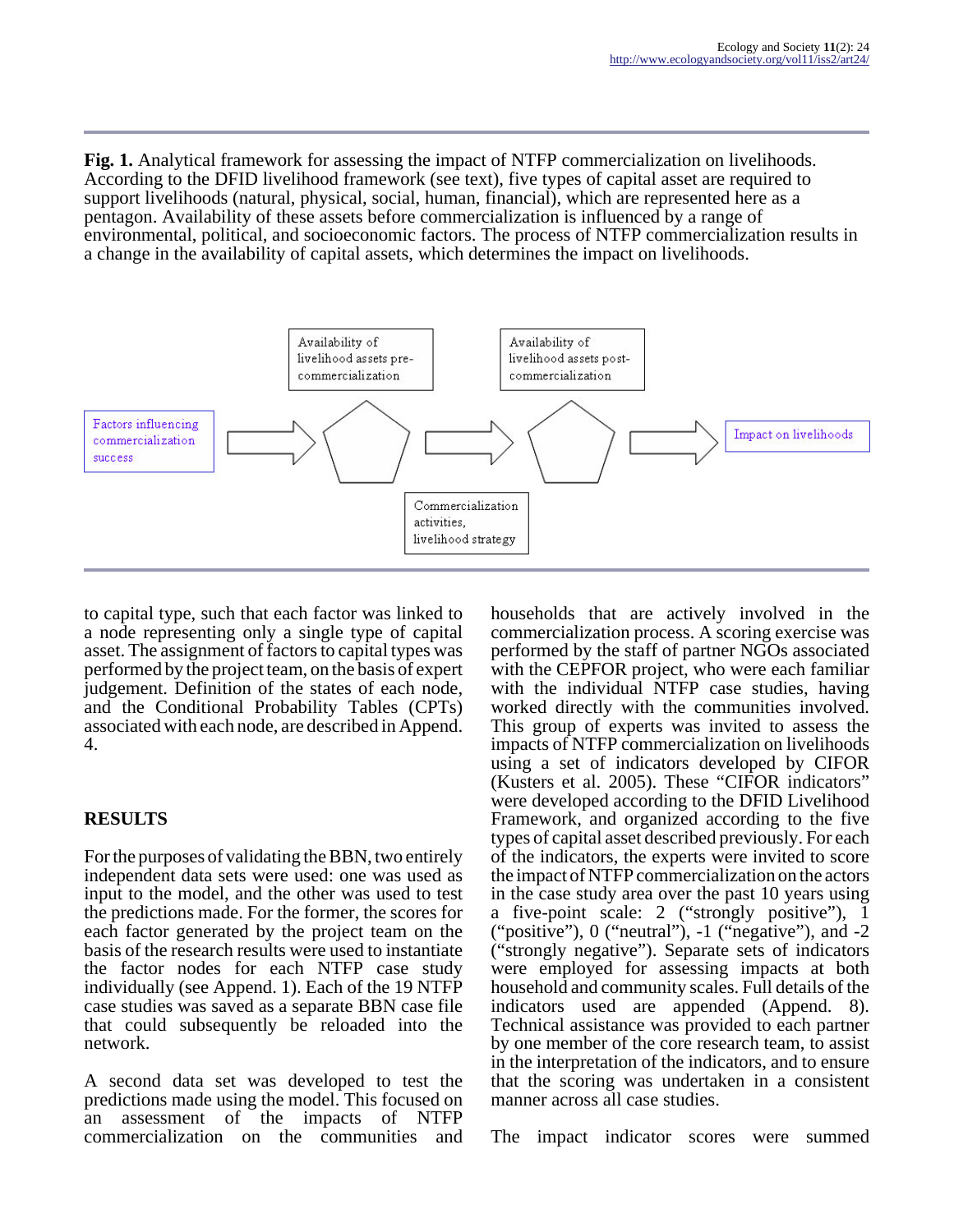**Fig. 1.** Analytical framework for assessing the impact of NTFP commercialization on livelihoods. According to the DFID livelihood framework (see text), five types of capital asset are required to support livelihoods (natural, physical, social, human, financial), which are represented here as a pentagon. Availability of these assets before commercialization is influenced by a range of environmental, political, and socioeconomic factors. The process of NTFP commercialization results in a change in the availability of capital assets, which determines the impact on livelihoods.

Factors influencing commercialization success → Availability of livelihood assets pre-commercialization → Commercialization activities, livelihood strategy → Availability of livelihood assets post-commercialization → Impact on livelihoods

to capital type, such that each factor was linked to a node representing only a single type of capital asset. The assignment of factors to capital types was performed by the project team, on the basis of expert judgement. Definition of the states of each node, and the Conditional Probability Tables (CPTs) associated with each node, are described in Append. 4.

## RESULTS

For the purposes of validating the BBN, two entirely independent data sets were used: one was used as input to the model, and the other was used to test the predictions made. For the former, the scores for each factor generated by the project team on the basis of the research results were used to instantiate the factor nodes for each NTFP case study individually (see Append. 1). Each of the 19 NTFP case studies was saved as a separate BBN case file that could subsequently be reloaded into the network.

A second data set was developed to test the predictions made using the model. This focused on an assessment of the impacts of NTFP commercialization on the communities and households that are actively involved in the commercialization process. A scoring exercise was performed by the staff of partner NGOs associated with the CEPFOR project, who were each familiar with the individual NTFP case studies, having worked directly with the communities involved. This group of experts was invited to assess the impacts of NTFP commercialization on livelihoods using a set of indicators developed by CIFOR (Kusters et al. 2005). These "CIFOR indicators" were developed according to the DFID Livelihood Framework, and organized according to the five types of capital asset described previously. For each of the indicators, the experts were invited to score the impact of NTFP commercialization on the actors in the case study area over the past 10 years using a five-point scale: 2 ("strongly positive"), 1 ("positive"), 0 ("neutral"), -1 ("negative"), and -2 ("strongly negative"). Separate sets of indicators were employed for assessing impacts at both household and community scales. Full details of the indicators used are appended (Append. 8). Technical assistance was provided to each partner by one member of the core research team, to assist in the interpretation of the indicators, and to ensure that the scoring was undertaken in a consistent manner across all case studies.

The impact indicator scores were summed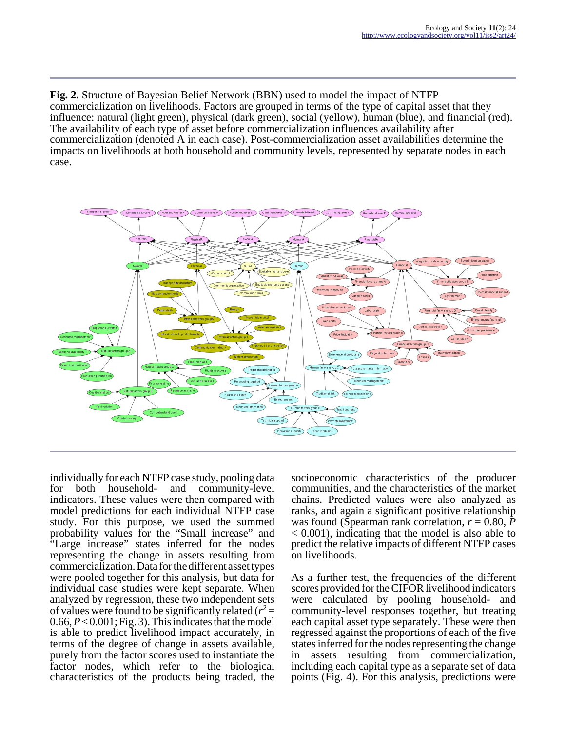**Fig. 2.** Structure of Bayesian Belief Network (BBN) used to model the impact of NTFP commercialization on livelihoods. Factors are grouped in terms of the type of capital asset that they influence: natural (light green), physical (dark green), social (yellow), human (blue), and financial (red). The availability of each type of asset before commercialization influences availability after commercialization (denoted A in each case). Post-commercialization asset availabilities determine the impacts on livelihoods at both household and community levels, represented by separate nodes in each case.

individually for each NTFP case study, pooling data for both household- and community-level indicators. These values were then compared with model predictions for each individual NTFP case study. For this purpose, we used the summed probability values for the "Small increase" and "Large increase" states inferred for the nodes representing the change in assets resulting from commercialization. Data for the different asset types were pooled together for this analysis, but data for individual case studies were kept separate. When analyzed by regression, these two independent sets of values were found to be significantly related ($r^2 = 0.66$, $P < 0.001$; Fig. 3). This indicates that the model is able to predict livelihood impact accurately, in terms of the degree of change in assets available, purely from the factor scores used to instantiate the factor nodes, which refer to the biological characteristics of the products being traded, the socioeconomic characteristics of the producer communities, and the characteristics of the market chains. Predicted values were also analyzed as ranks, and again a significant positive relationship was found (Spearman rank correlation, $r = 0.80$, $P < 0.001$), indicating that the model is also able to predict the relative impacts of different NTFP cases on livelihoods.

As a further test, the frequencies of the different scores provided for the CIFOR livelihood indicators were calculated by pooling household- and community-level responses together, but treating each capital asset type separately. These were then regressed against the proportions of each of the five states inferred for the nodes representing the change in assets resulting from commercialization, including each capital type as a separate set of data points (Fig. 4). For this analysis, predictions were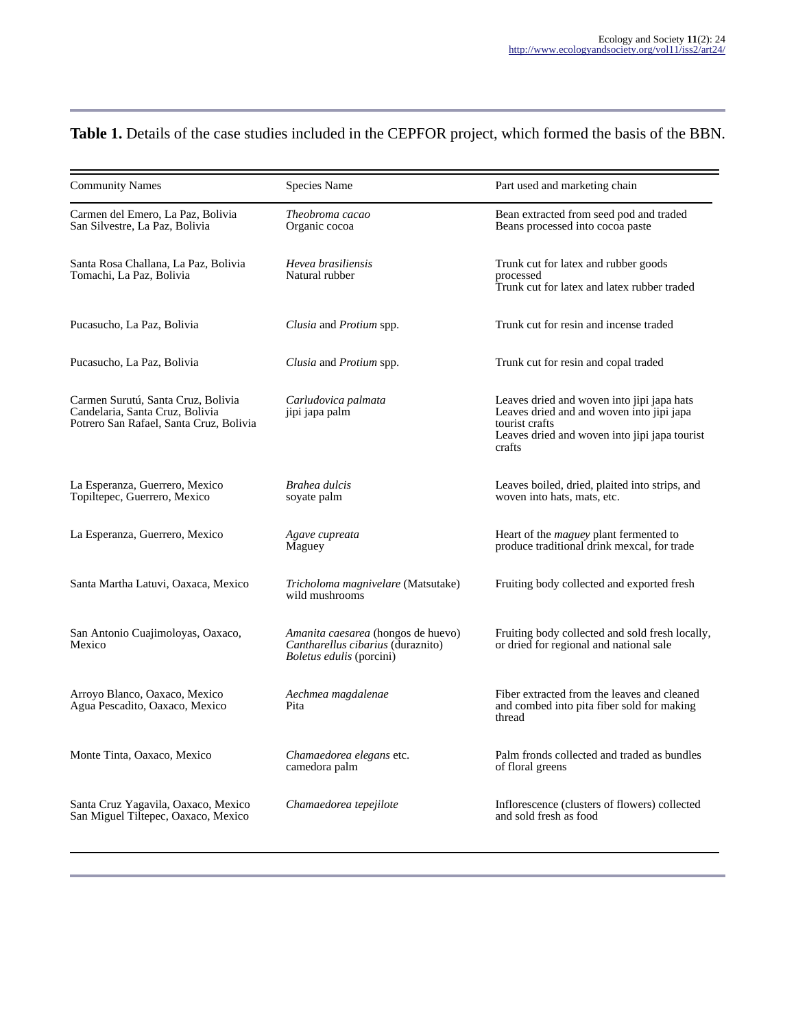**Table 1.** Details of the case studies included in the CEPFOR project, which formed the basis of the BBN.

| Community Names | Species Name | Part used and marketing chain |
|---|---|---|
| Carmen del Emero, La Paz, Bolivia<br>San Silvestre, La Paz, Bolivia | *Theobroma cacao*<br>Organic cocoa | Bean extracted from seed pod and traded<br>Beans processed into cocoa paste |
| Santa Rosa Challana, La Paz, Bolivia<br>Tomachi, La Paz, Bolivia | *Hevea brasiliensis*<br>Natural rubber | Trunk cut for latex and rubber goods processed<br>Trunk cut for latex and latex rubber traded |
| Pucasucho, La Paz, Bolivia | *Clusia* and *Protium* spp. | Trunk cut for resin and incense traded |
| Pucasucho, La Paz, Bolivia | *Clusia* and *Protium* spp. | Trunk cut for resin and copal traded |
| Carmen Surutú, Santa Cruz, Bolivia<br>Candelaria, Santa Cruz, Bolivia<br>Potrero San Rafael, Santa Cruz, Bolivia | *Carludovica palmata*<br>jipi japa palm | Leaves dried and woven into jipi japa hats<br>Leaves dried and and woven into jipi japa tourist crafts<br>Leaves dried and woven into jipi japa tourist crafts |
| La Esperanza, Guerrero, Mexico<br>Topiltepec, Guerrero, Mexico | *Brahea dulcis*<br>soyate palm | Leaves boiled, dried, plaited into strips, and woven into hats, mats, etc. |
| La Esperanza, Guerrero, Mexico | *Agave cupreata*<br>Maguey | Heart of the *maguey* plant fermented to produce traditional drink mexcal, for trade |
| Santa Martha Latuvi, Oaxaca, Mexico | *Tricholoma magnivelare* (Matsutake) wild mushrooms | Fruiting body collected and exported fresh |
| San Antonio Cuajimoloyas, Oaxaca, Mexico | *Amanita caesarea* (hongos de huevo)<br>*Cantharellus cibarius* (duraznito)<br>*Boletus edulis* (porcini) | Fruiting body collected and sold fresh locally, or dried for regional and national sale |
| Arroyo Blanco, Oaxaca, Mexico<br>Agua Pescadito, Oaxaca, Mexico | *Aechmea magdalenae*<br>Pita | Fiber extracted from the leaves and cleaned and combed into pita fiber sold for making thread |
| Monte Tinta, Oaxaco, Mexico | *Chamaedorea elegans* etc.<br>camedora palm | Palm fronds collected and traded as bundles of floral greens |
| Santa Cruz Yagavila, Oaxaca, Mexico<br>San Miguel Tiltepec, Oaxaca, Mexico | *Chamaedorea tepejilote* | Inflorescence (clusters of flowers) collected and sold fresh as food |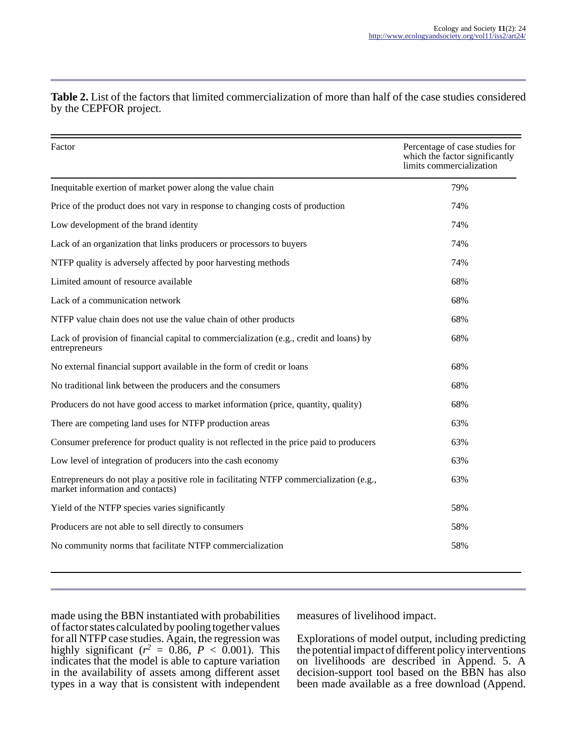**Table 2.** List of the factors that limited commercialization of more than half of the case studies considered by the CEPFOR project.

| Factor | Percentage of case studies for which the factor significantly limits commercialization |
|---|---|
| Inequitable exertion of market power along the value chain | 79% |
| Price of the product does not vary in response to changing costs of production | 74% |
| Low development of the brand identity | 74% |
| Lack of an organization that links producers or processors to buyers | 74% |
| NTFP quality is adversely affected by poor harvesting methods | 74% |
| Limited amount of resource available | 68% |
| Lack of a communication network | 68% |
| NTFP value chain does not use the value chain of other products | 68% |
| Lack of provision of financial capital to commercialization (e.g., credit and loans) by entrepreneurs | 68% |
| No external financial support available in the form of credit or loans | 68% |
| No traditional link between the producers and the consumers | 68% |
| Producers do not have good access to market information (price, quantity, quality) | 68% |
| There are competing land uses for NTFP production areas | 63% |
| Consumer preference for product quality is not reflected in the price paid to producers | 63% |
| Low level of integration of producers into the cash economy | 63% |
| Entrepreneurs do not play a positive role in facilitating NTFP commercialization (e.g., market information and contacts) | 63% |
| Yield of the NTFP species varies significantly | 58% |
| Producers are not able to sell directly to consumers | 58% |
| No community norms that facilitate NTFP commercialization | 58% |

made using the BBN instantiated with probabilities of factor states calculated by pooling together values for all NTFP case studies. Again, the regression was highly significant ($r^2$ = 0.86, $P$ < 0.001). This indicates that the model is able to capture variation in the availability of assets among different asset types in a way that is consistent with independent measures of livelihood impact.

Explorations of model output, including predicting the potential impact of different policy interventions on livelihoods are described in Append. 5. A decision-support tool based on the BBN has also been made available as a free download (Append.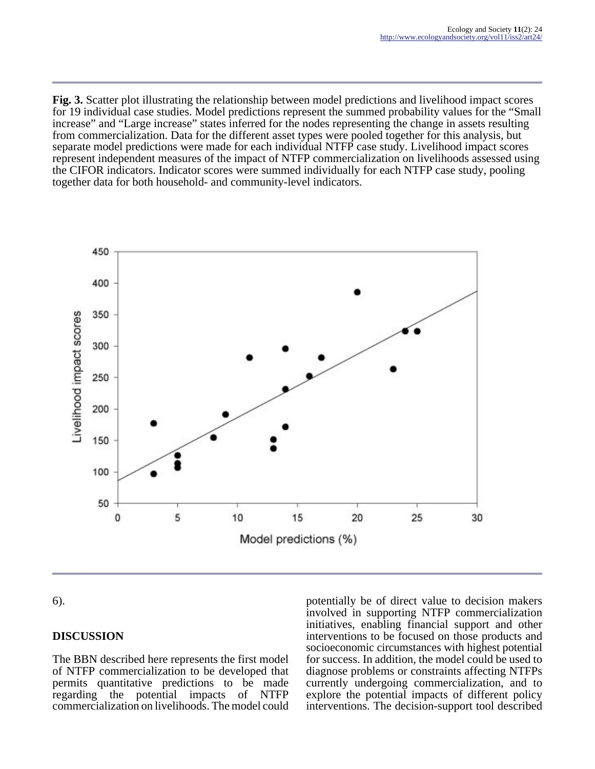**Fig. 3.** Scatter plot illustrating the relationship between model predictions and livelihood impact scores for 19 individual case studies. Model predictions represent the summed probability values for the "Small increase" and "Large increase" states inferred for the nodes representing the change in assets resulting from commercialization. Data for the different asset types were pooled together for this analysis, but separate model predictions were made for each individual NTFP case study. Livelihood impact scores represent independent measures of the impact of NTFP commercialization on livelihoods assessed using the CIFOR indicators. Indicator scores were summed individually for each NTFP case study, pooling together data for both household- and community-level indicators.

6).

## DISCUSSION

The BBN described here represents the first model of NTFP commercialization to be developed that permits quantitative predictions to be made regarding the potential impacts of NTFP commercialization on livelihoods. The model could potentially be of direct value to decision makers involved in supporting NTFP commercialization initiatives, enabling financial support and other interventions to be focused on those products and socioeconomic circumstances with highest potential for success. In addition, the model could be used to diagnose problems or constraints affecting NTFPs currently undergoing commercialization, and to explore the potential impacts of different policy interventions. The decision-support tool described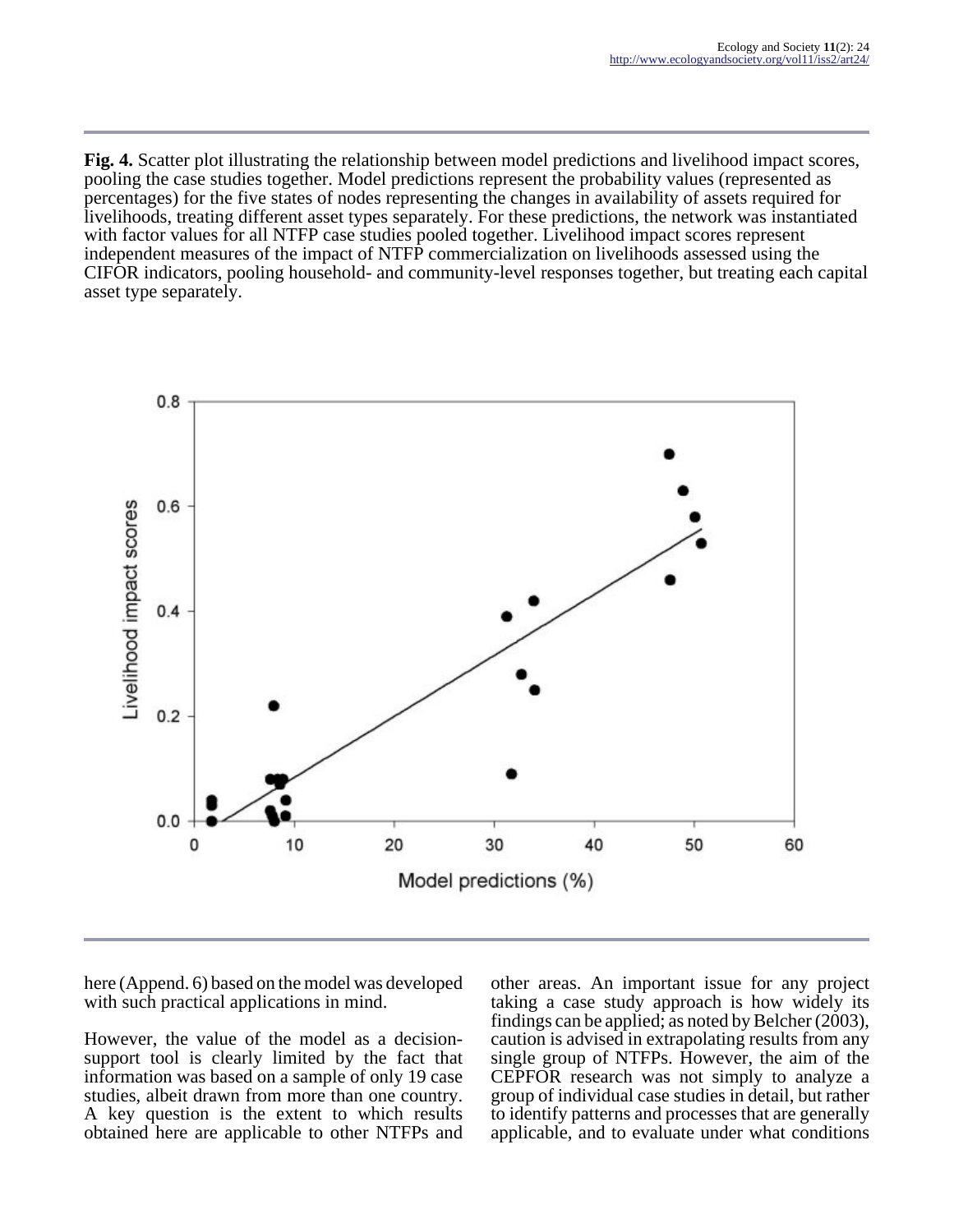**Fig. 4.** Scatter plot illustrating the relationship between model predictions and livelihood impact scores, pooling the case studies together. Model predictions represent the probability values (represented as percentages) for the five states of nodes representing the changes in availability of assets required for livelihoods, treating different asset types separately. For these predictions, the network was instantiated with factor values for all NTFP case studies pooled together. Livelihood impact scores represent independent measures of the impact of NTFP commercialization on livelihoods assessed using the CIFOR indicators, pooling household- and community-level responses together, but treating each capital asset type separately.

here (Append. 6) based on the model was developed with such practical applications in mind.

However, the value of the model as a decision-support tool is clearly limited by the fact that information was based on a sample of only 19 case studies, albeit drawn from more than one country. A key question is the extent to which results obtained here are applicable to other NTFPs and other areas. An important issue for any project taking a case study approach is how widely its findings can be applied; as noted by Belcher (2003), caution is advised in extrapolating results from any single group of NTFPs. However, the aim of the CEPFOR research was not simply to analyze a group of individual case studies in detail, but rather to identify patterns and processes that are generally applicable, and to evaluate under what conditions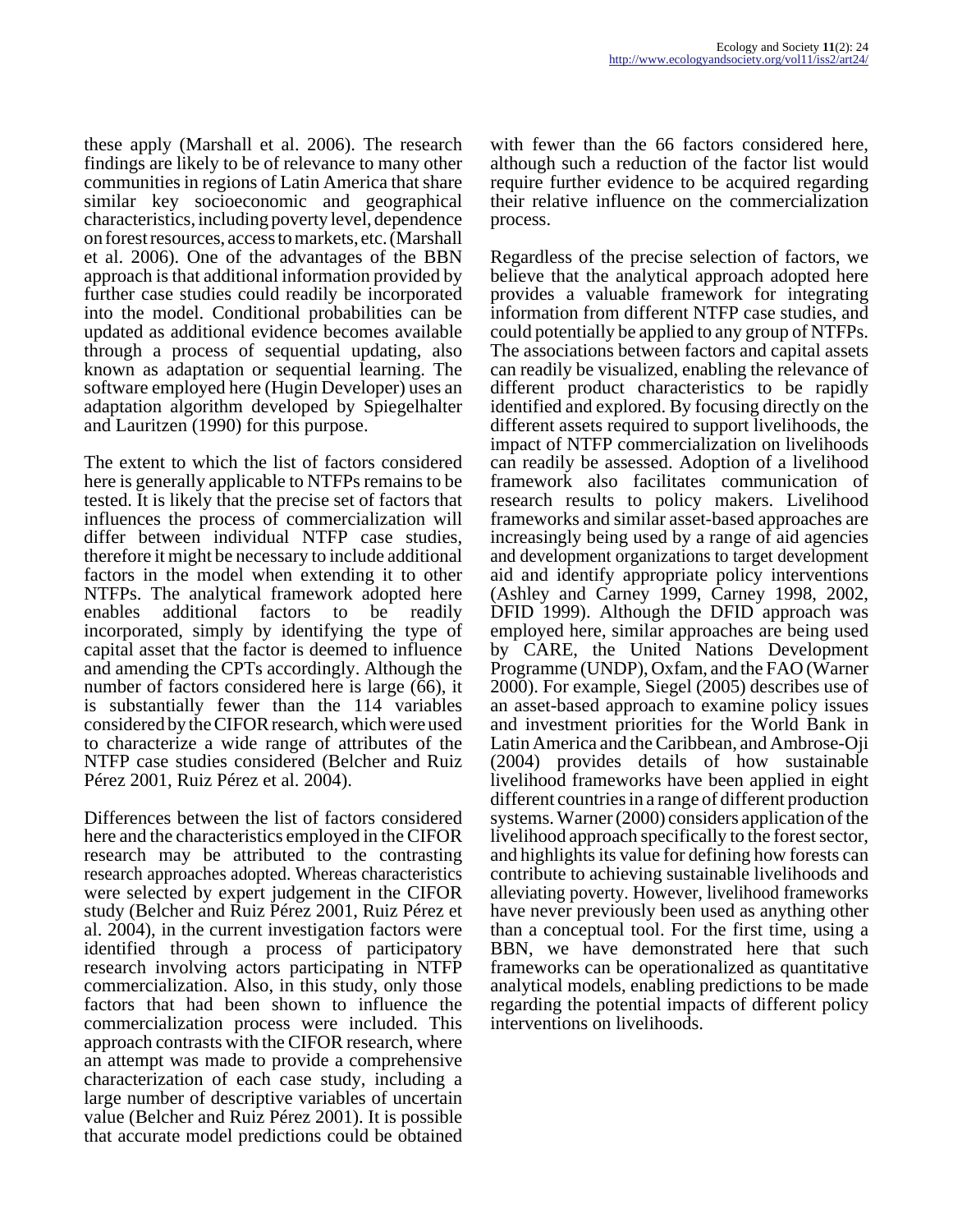these apply (Marshall et al. 2006). The research findings are likely to be of relevance to many other communities in regions of Latin America that share similar key socioeconomic and geographical characteristics, including poverty level, dependence on forest resources, access to markets, etc. (Marshall et al. 2006). One of the advantages of the BBN approach is that additional information provided by further case studies could readily be incorporated into the model. Conditional probabilities can be updated as additional evidence becomes available through a process of sequential updating, also known as adaptation or sequential learning. The software employed here (Hugin Developer) uses an adaptation algorithm developed by Spiegelhalter and Lauritzen (1990) for this purpose.

The extent to which the list of factors considered here is generally applicable to NTFPs remains to be tested. It is likely that the precise set of factors that influences the process of commercialization will differ between individual NTFP case studies, therefore it might be necessary to include additional factors in the model when extending it to other NTFPs. The analytical framework adopted here enables additional factors to be readily incorporated, simply by identifying the type of capital asset that the factor is deemed to influence and amending the CPTs accordingly. Although the number of factors considered here is large (66), it is substantially fewer than the 114 variables considered by the CIFOR research, which were used to characterize a wide range of attributes of the NTFP case studies considered (Belcher and Ruiz Pérez 2001, Ruiz Pérez et al. 2004).

Differences between the list of factors considered here and the characteristics employed in the CIFOR research may be attributed to the contrasting research approaches adopted. Whereas characteristics were selected by expert judgement in the CIFOR study (Belcher and Ruiz Pérez 2001, Ruiz Pérez et al. 2004), in the current investigation factors were identified through a process of participatory research involving actors participating in NTFP commercialization. Also, in this study, only those factors that had been shown to influence the commercialization process were included. This approach contrasts with the CIFOR research, where an attempt was made to provide a comprehensive characterization of each case study, including a large number of descriptive variables of uncertain value (Belcher and Ruiz Pérez 2001). It is possible that accurate model predictions could be obtained with fewer than the 66 factors considered here, although such a reduction of the factor list would require further evidence to be acquired regarding their relative influence on the commercialization process.

Regardless of the precise selection of factors, we believe that the analytical approach adopted here provides a valuable framework for integrating information from different NTFP case studies, and could potentially be applied to any group of NTFPs. The associations between factors and capital assets can readily be visualized, enabling the relevance of different product characteristics to be rapidly identified and explored. By focusing directly on the different assets required to support livelihoods, the impact of NTFP commercialization on livelihoods can readily be assessed. Adoption of a livelihood framework also facilitates communication of research results to policy makers. Livelihood frameworks and similar asset-based approaches are increasingly being used by a range of aid agencies and development organizations to target development aid and identify appropriate policy interventions (Ashley and Carney 1999, Carney 1998, 2002, DFID 1999). Although the DFID approach was employed here, similar approaches are being used by CARE, the United Nations Development Programme (UNDP), Oxfam, and the FAO (Warner 2000). For example, Siegel (2005) describes use of an asset-based approach to examine policy issues and investment priorities for the World Bank in Latin America and the Caribbean, and Ambrose-Oji (2004) provides details of how sustainable livelihood frameworks have been applied in eight different countries in a range of different production systems. Warner (2000) considers application of the livelihood approach specifically to the forest sector, and highlights its value for defining how forests can contribute to achieving sustainable livelihoods and alleviating poverty. However, livelihood frameworks have never previously been used as anything other than a conceptual tool. For the first time, using a BBN, we have demonstrated here that such frameworks can be operationalized as quantitative analytical models, enabling predictions to be made regarding the potential impacts of different policy interventions on livelihoods.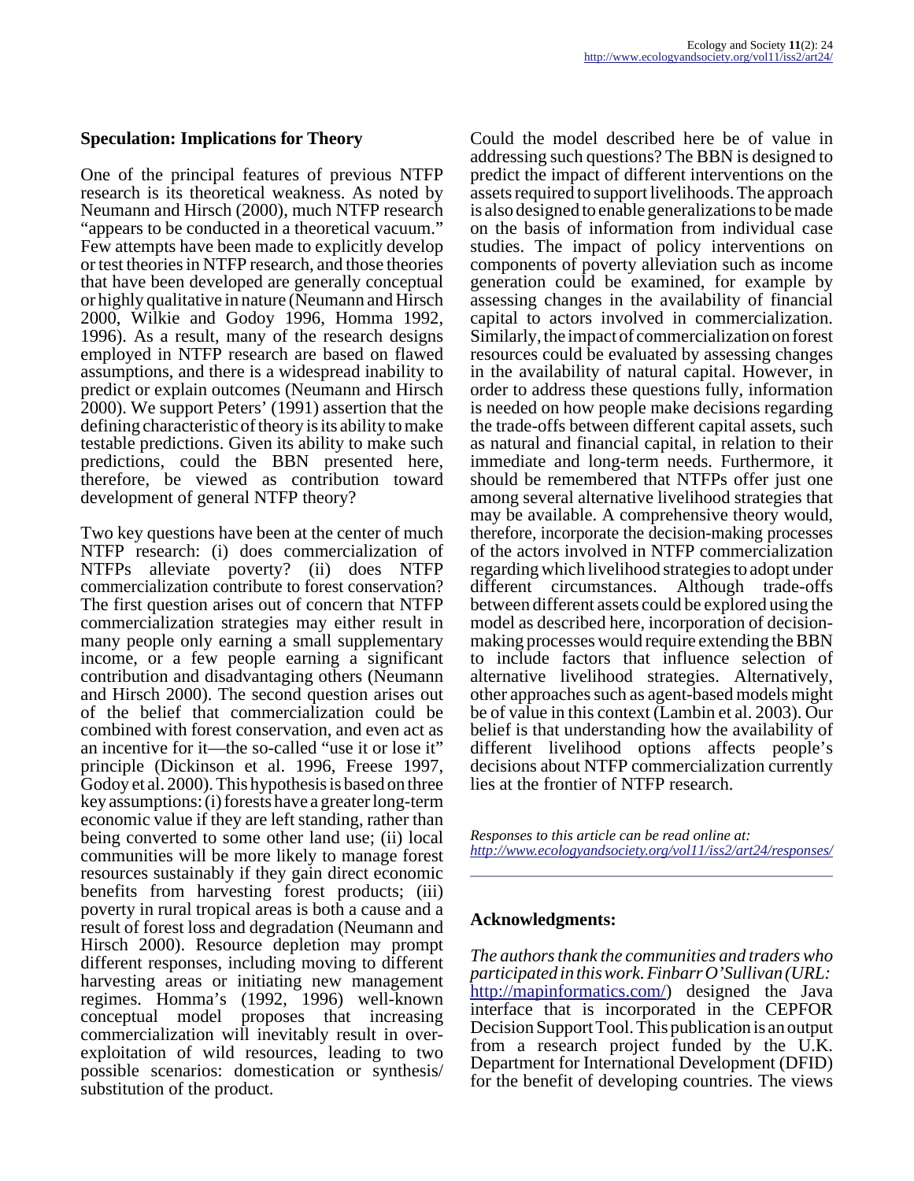## Speculation: Implications for Theory

One of the principal features of previous NTFP research is its theoretical weakness. As noted by Neumann and Hirsch (2000), much NTFP research "appears to be conducted in a theoretical vacuum." Few attempts have been made to explicitly develop or test theories in NTFP research, and those theories that have been developed are generally conceptual or highly qualitative in nature (Neumann and Hirsch 2000, Wilkie and Godoy 1996, Homma 1992, 1996). As a result, many of the research designs employed in NTFP research are based on flawed assumptions, and there is a widespread inability to predict or explain outcomes (Neumann and Hirsch 2000). We support Peters' (1991) assertion that the defining characteristic of theory is its ability to make testable predictions. Given its ability to make such predictions, could the BBN presented here, therefore, be viewed as contribution toward development of general NTFP theory?

Two key questions have been at the center of much NTFP research: (i) does commercialization of NTFPs alleviate poverty? (ii) does NTFP commercialization contribute to forest conservation? The first question arises out of concern that NTFP commercialization strategies may either result in many people only earning a small supplementary income, or a few people earning a significant contribution and disadvantaging others (Neumann and Hirsch 2000). The second question arises out of the belief that commercialization could be combined with forest conservation, and even act as an incentive for it—the so-called "use it or lose it" principle (Dickinson et al. 1996, Freese 1997, Godoy et al. 2000). This hypothesis is based on three key assumptions: (i) forests have a greater long-term economic value if they are left standing, rather than being converted to some other land use; (ii) local communities will be more likely to manage forest resources sustainably if they gain direct economic benefits from harvesting forest products; (iii) poverty in rural tropical areas is both a cause and a result of forest loss and degradation (Neumann and Hirsch 2000). Resource depletion may prompt different responses, including moving to different harvesting areas or initiating new management regimes. Homma's (1992, 1996) well-known conceptual model proposes that increasing commercialization will inevitably result in over-exploitation of wild resources, leading to two possible scenarios: domestication or synthesis/substitution of the product.

Could the model described here be of value in addressing such questions? The BBN is designed to predict the impact of different interventions on the assets required to support livelihoods. The approach is also designed to enable generalizations to be made on the basis of information from individual case studies. The impact of policy interventions on components of poverty alleviation such as income generation could be examined, for example by assessing changes in the availability of financial capital to actors involved in commercialization. Similarly, the impact of commercialization on forest resources could be evaluated by assessing changes in the availability of natural capital. However, in order to address these questions fully, information is needed on how people make decisions regarding the trade-offs between different capital assets, such as natural and financial capital, in relation to their immediate and long-term needs. Furthermore, it should be remembered that NTFPs offer just one among several alternative livelihood strategies that may be available. A comprehensive theory would, therefore, incorporate the decision-making processes of the actors involved in NTFP commercialization regarding which livelihood strategies to adopt under different circumstances. Although trade-offs between different assets could be explored using the model as described here, incorporation of decision-making processes would require extending the BBN to include factors that influence selection of alternative livelihood strategies. Alternatively, other approaches such as agent-based models might be of value in this context (Lambin et al. 2003). Our belief is that understanding how the availability of different livelihood options affects people's decisions about NTFP commercialization currently lies at the frontier of NTFP research.

*Responses to this article can be read online at:*
*http://www.ecologyandsociety.org/vol11/iss2/art24/responses/*

---

## Acknowledgments:

*The authors thank the communities and traders who participated in this work. Finbarr O'Sullivan (URL:* http://mapinformatics.com/) designed the Java interface that is incorporated in the CEPFOR Decision Support Tool. This publication is an output from a research project funded by the U.K. Department for International Development (DFID) for the benefit of developing countries. The views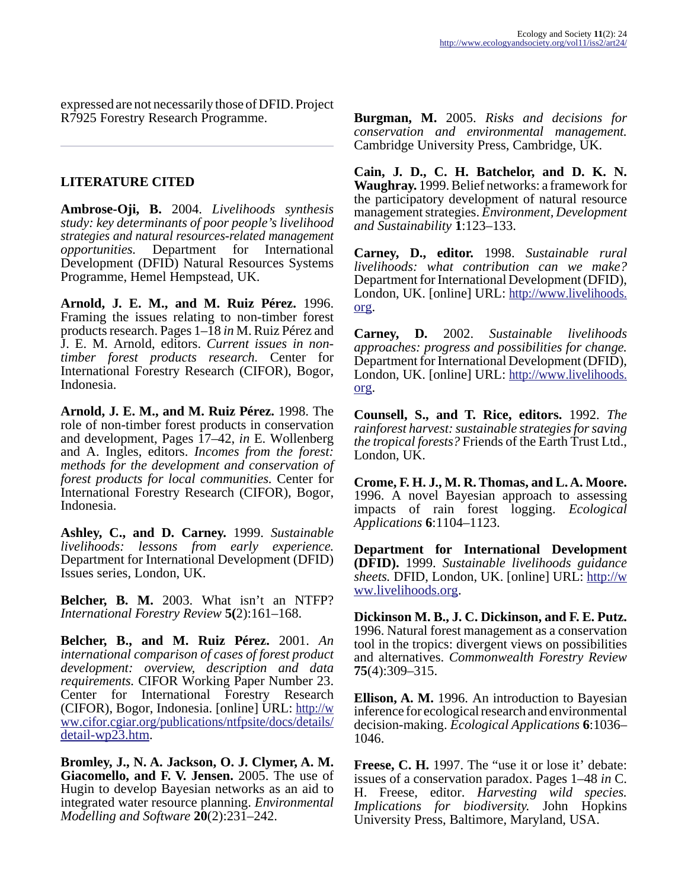expressed are not necessarily those of DFID. Project R7925 Forestry Research Programme.

---

## LITERATURE CITED

**Ambrose-Oji, B.** 2004. *Livelihoods synthesis study: key determinants of poor people's livelihood strategies and natural resources-related management opportunities.* Department for International Development (DFID) Natural Resources Systems Programme, Hemel Hempstead, UK.

**Arnold, J. E. M., and M. Ruiz Pérez.** 1996. Framing the issues relating to non-timber forest products research. Pages 1–18 *in* M. Ruiz Pérez and J. E. M. Arnold, editors. *Current issues in non-timber forest products research.* Center for International Forestry Research (CIFOR), Bogor, Indonesia.

**Arnold, J. E. M., and M. Ruiz Pérez.** 1998. The role of non-timber forest products in conservation and development, Pages 17–42, *in* E. Wollenberg and A. Ingles, editors. *Incomes from the forest: methods for the development and conservation of forest products for local communities.* Center for International Forestry Research (CIFOR), Bogor, Indonesia.

**Ashley, C., and D. Carney.** 1999. *Sustainable livelihoods: lessons from early experience.* Department for International Development (DFID) Issues series, London, UK.

**Belcher, B. M.** 2003. What isn't an NTFP? *International Forestry Review* **5(**2):161–168.

**Belcher, B., and M. Ruiz Pérez.** 2001. *An international comparison of cases of forest product development: overview, description and data requirements.* CIFOR Working Paper Number 23. Center for International Forestry Research (CIFOR), Bogor, Indonesia. [online] URL: http://www.cifor.cgiar.org/publications/ntfpsite/docs/details/detail-wp23.htm.

**Bromley, J., N. A. Jackson, O. J. Clymer, A. M. Giacomello, and F. V. Jensen.** 2005. The use of Hugin to develop Bayesian networks as an aid to integrated water resource planning. *Environmental Modelling and Software* **20**(2):231–242.

**Burgman, M.** 2005. *Risks and decisions for conservation and environmental management.* Cambridge University Press, Cambridge, UK.

**Cain, J. D., C. H. Batchelor, and D. K. N. Waughray.** 1999. Belief networks: a framework for the participatory development of natural resource management strategies. *Environment, Development and Sustainability* **1**:123–133.

**Carney, D., editor.** 1998. *Sustainable rural livelihoods: what contribution can we make?* Department for International Development (DFID), London, UK. [online] URL: http://www.livelihoods.org.

**Carney, D.** 2002. *Sustainable livelihoods approaches: progress and possibilities for change.* Department for International Development (DFID), London, UK. [online] URL: http://www.livelihoods.org.

**Counsell, S., and T. Rice, editors.** 1992. *The rainforest harvest: sustainable strategies for saving the tropical forests?* Friends of the Earth Trust Ltd., London, UK.

**Crome, F. H. J., M. R. Thomas, and L. A. Moore.** 1996. A novel Bayesian approach to assessing impacts of rain forest logging. *Ecological Applications* **6**:1104–1123.

**Department for International Development (DFID).** 1999. *Sustainable livelihoods guidance sheets.* DFID, London, UK. [online] URL: http://www.livelihoods.org.

**Dickinson M. B., J. C. Dickinson, and F. E. Putz.** 1996. Natural forest management as a conservation tool in the tropics: divergent views on possibilities and alternatives. *Commonwealth Forestry Review* **75**(4):309–315.

**Ellison, A. M.** 1996. An introduction to Bayesian inference for ecological research and environmental decision-making. *Ecological Applications* **6**:1036–1046.

**Freese, C. H.** 1997. The "use it or lose it' debate: issues of a conservation paradox. Pages 1–48 *in* C. H. Freese, editor. *Harvesting wild species. Implications for biodiversity.* John Hopkins University Press, Baltimore, Maryland, USA.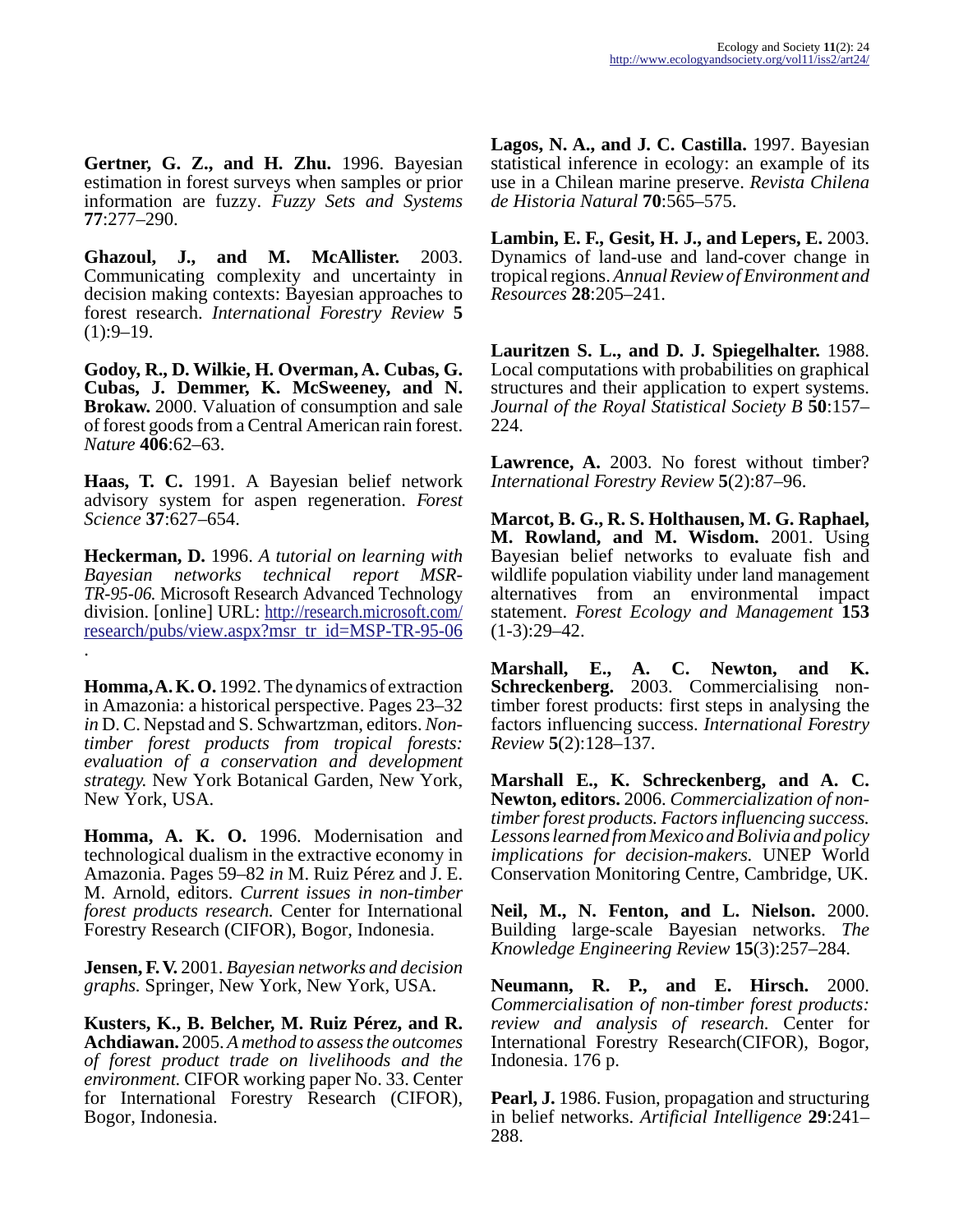**Gertner, G. Z., and H. Zhu.** 1996. Bayesian estimation in forest surveys when samples or prior information are fuzzy. *Fuzzy Sets and Systems* **77**:277–290.

**Ghazoul, J., and M. McAllister.** 2003. Communicating complexity and uncertainty in decision making contexts: Bayesian approaches to forest research. *International Forestry Review* **5** (1):9–19.

**Godoy, R., D. Wilkie, H. Overman, A. Cubas, G. Cubas, J. Demmer, K. McSweeney, and N. Brokaw.** 2000. Valuation of consumption and sale of forest goods from a Central American rain forest. *Nature* **406**:62–63.

**Haas, T. C.** 1991. A Bayesian belief network advisory system for aspen regeneration. *Forest Science* **37**:627–654.

**Heckerman, D.** 1996. *A tutorial on learning with Bayesian networks technical report MSR-TR-95-06.* Microsoft Research Advanced Technology division. [online] URL: http://research.microsoft.com/research/pubs/view.aspx?msr_tr_id=MSP-TR-95-06 .

**Homma, A. K. O.** 1992. The dynamics of extraction in Amazonia: a historical perspective. Pages 23–32 *in* D. C. Nepstad and S. Schwartzman, editors. *Non-timber forest products from tropical forests: evaluation of a conservation and development strategy.* New York Botanical Garden, New York, New York, USA.

**Homma, A. K. O.** 1996. Modernisation and technological dualism in the extractive economy in Amazonia. Pages 59–82 *in* M. Ruiz Pérez and J. E. M. Arnold, editors. *Current issues in non-timber forest products research.* Center for International Forestry Research (CIFOR), Bogor, Indonesia.

**Jensen, F. V.** 2001. *Bayesian networks and decision graphs.* Springer, New York, New York, USA.

**Kusters, K., B. Belcher, M. Ruiz Pérez, and R. Achdiawan.** 2005. *A method to assess the outcomes of forest product trade on livelihoods and the environment.* CIFOR working paper No. 33. Center for International Forestry Research (CIFOR), Bogor, Indonesia.

**Lagos, N. A., and J. C. Castilla.** 1997. Bayesian statistical inference in ecology: an example of its use in a Chilean marine preserve. *Revista Chilena de Historia Natural* **70**:565–575.

**Lambin, E. F., Gesit, H. J., and Lepers, E.** 2003. Dynamics of land-use and land-cover change in tropical regions. *Annual Review of Environment and Resources* **28**:205–241.

**Lauritzen S. L., and D. J. Spiegelhalter.** 1988. Local computations with probabilities on graphical structures and their application to expert systems. *Journal of the Royal Statistical Society B* **50**:157–224.

**Lawrence, A.** 2003. No forest without timber? *International Forestry Review* **5**(2):87–96.

**Marcot, B. G., R. S. Holthausen, M. G. Raphael, M. Rowland, and M. Wisdom.** 2001. Using Bayesian belief networks to evaluate fish and wildlife population viability under land management alternatives from an environmental impact statement. *Forest Ecology and Management* **153** (1-3):29–42.

**Marshall, E., A. C. Newton, and K. Schreckenberg.** 2003. Commercialising non-timber forest products: first steps in analysing the factors influencing success. *International Forestry Review* **5**(2):128–137.

**Marshall E., K. Schreckenberg, and A. C. Newton, editors.** 2006. *Commercialization of non-timber forest products. Factors influencing success. Lessons learned from Mexico and Bolivia and policy implications for decision-makers.* UNEP World Conservation Monitoring Centre, Cambridge, UK.

**Neil, M., N. Fenton, and L. Nielson.** 2000. Building large-scale Bayesian networks. *The Knowledge Engineering Review* **15**(3):257–284.

**Neumann, R. P., and E. Hirsch.** 2000. *Commercialisation of non-timber forest products: review and analysis of research.* Center for International Forestry Research(CIFOR), Bogor, Indonesia. 176 p.

**Pearl, J.** 1986. Fusion, propagation and structuring in belief networks. *Artificial Intelligence* **29**:241–288.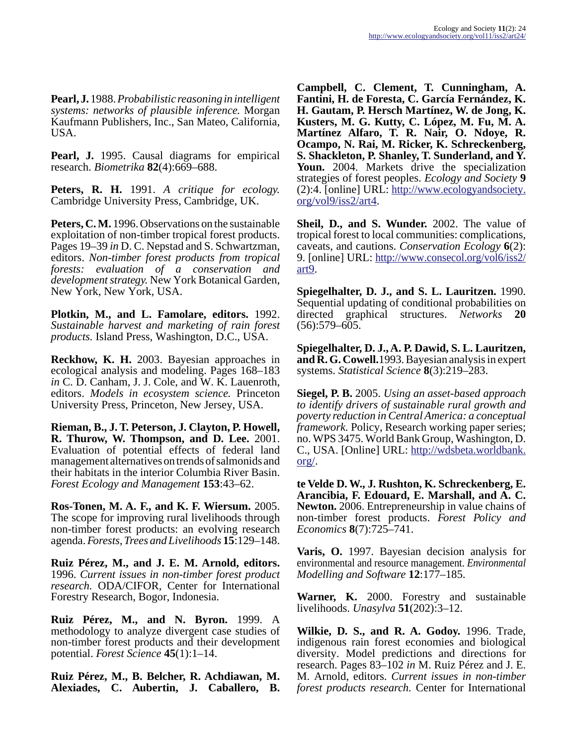**Pearl, J.** 1988. *Probabilistic reasoning in intelligent systems: networks of plausible inference.* Morgan Kaufmann Publishers, Inc., San Mateo, California, USA.

**Pearl, J.** 1995. Causal diagrams for empirical research. *Biometrika* **82**(4):669–688.

**Peters, R. H.** 1991. *A critique for ecology.* Cambridge University Press, Cambridge, UK.

**Peters, C. M.** 1996. Observations on the sustainable exploitation of non-timber tropical forest products. Pages 19–39 *in* D. C. Nepstad and S. Schwartzman, editors. *Non-timber forest products from tropical forests: evaluation of a conservation and development strategy.* New York Botanical Garden, New York, New York, USA.

**Plotkin, M., and L. Famolare, editors.** 1992. *Sustainable harvest and marketing of rain forest products.* Island Press, Washington, D.C., USA.

**Reckhow, K. H.** 2003. Bayesian approaches in ecological analysis and modeling. Pages 168–183 *in* C. D. Canham, J. J. Cole, and W. K. Lauenroth, editors. *Models in ecosystem science.* Princeton University Press, Princeton, New Jersey, USA.

**Rieman, B., J. T. Peterson, J. Clayton, P. Howell, R. Thurow, W. Thompson, and D. Lee.** 2001. Evaluation of potential effects of federal land management alternatives on trends of salmonids and their habitats in the interior Columbia River Basin. *Forest Ecology and Management* **153**:43–62.

**Ros-Tonen, M. A. F., and K. F. Wiersum.** 2005. The scope for improving rural livelihoods through non-timber forest products: an evolving research agenda. *Forests, Trees and Livelihoods* **15**:129–148.

**Ruiz Pérez, M., and J. E. M. Arnold, editors.** 1996. *Current issues in non-timber forest product research.* ODA/CIFOR, Center for International Forestry Research, Bogor, Indonesia.

**Ruiz Pérez, M., and N. Byron.** 1999. A methodology to analyze divergent case studies of non-timber forest products and their development potential. *Forest Science* **45**(1):1–14.

**Ruiz Pérez, M., B. Belcher, R. Achdiawan, M. Alexiades, C. Aubertin, J. Caballero, B. Campbell, C. Clement, T. Cunningham, A. Fantini, H. de Foresta, C. García Fernández, K. H. Gautam, P. Hersch Martínez, W. de Jong, K. Kusters, M. G. Kutty, C. López, M. Fu, M. A. Martínez Alfaro, T. R. Nair, O. Ndoye, R. Ocampo, N. Rai, M. Ricker, K. Schreckenberg, S. Shackleton, P. Shanley, T. Sunderland, and Y. Youn.** 2004. Markets drive the specialization strategies of forest peoples. *Ecology and Society* **9**(2):4. [online] URL: http://www.ecologyandsociety.org/vol9/iss2/art4.

**Sheil, D., and S. Wunder.** 2002. The value of tropical forest to local communities: complications, caveats, and cautions. *Conservation Ecology* **6**(2): 9. [online] URL: http://www.consecol.org/vol6/iss2/art9.

**Spiegelhalter, D. J., and S. L. Lauritzen.** 1990. Sequential updating of conditional probabilities on directed graphical structures. *Networks* **20**(56):579–605.

**Spiegelhalter, D. J., A. P. Dawid, S. L. Lauritzen, and R. G. Cowell.** 1993. Bayesian analysis in expert systems. *Statistical Science* **8**(3):219–283.

**Siegel, P. B.** 2005. *Using an asset-based approach to identify drivers of sustainable rural growth and poverty reduction in Central America: a conceptual framework.* Policy, Research working paper series; no. WPS 3475. World Bank Group, Washington, D. C., USA. [Online] URL: http://wdsbeta.worldbank.org/.

**te Velde D. W., J. Rushton, K. Schreckenberg, E. Arancibia, F. Edouard, E. Marshall, and A. C. Newton.** 2006. Entrepreneurship in value chains of non-timber forest products. *Forest Policy and Economics* **8**(7):725–741.

**Varis, O.** 1997. Bayesian decision analysis for environmental and resource management. *Environmental Modelling and Software* **12**:177–185.

**Warner, K.** 2000. Forestry and sustainable livelihoods. *Unasylva* **51**(202):3–12.

**Wilkie, D. S., and R. A. Godoy.** 1996. Trade, indigenous rain forest economies and biological diversity. Model predictions and directions for research. Pages 83–102 *in* M. Ruiz Pérez and J. E. M. Arnold, editors. *Current issues in non-timber forest products research.* Center for International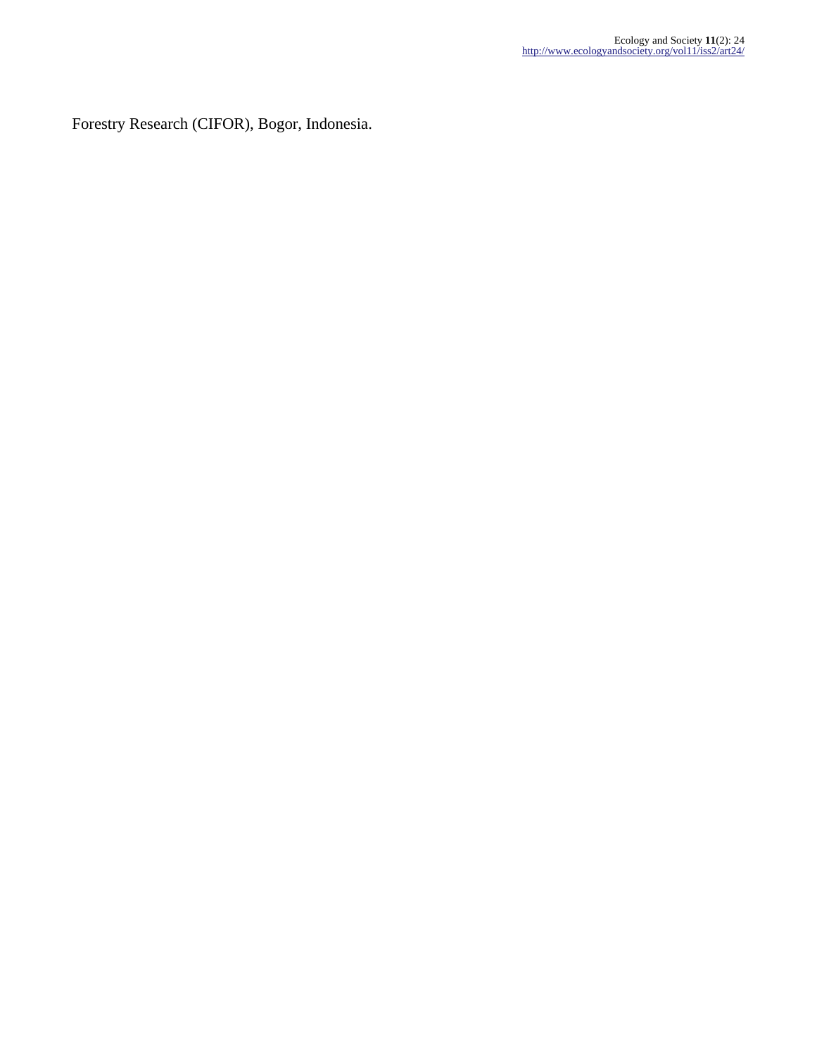Forestry Research (CIFOR), Bogor, Indonesia.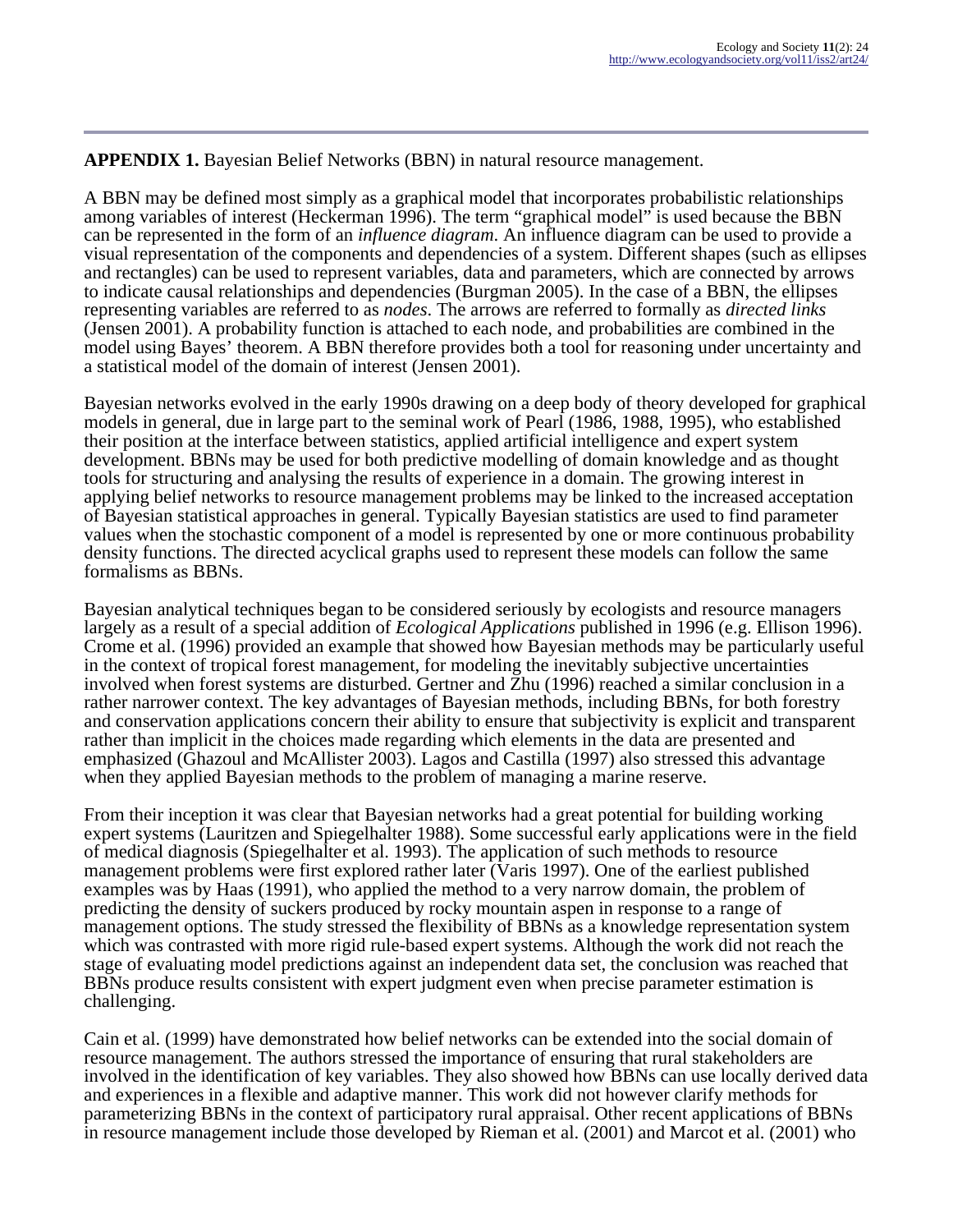**APPENDIX 1.** Bayesian Belief Networks (BBN) in natural resource management.

A BBN may be defined most simply as a graphical model that incorporates probabilistic relationships among variables of interest (Heckerman 1996). The term "graphical model" is used because the BBN can be represented in the form of an *influence diagram*. An influence diagram can be used to provide a visual representation of the components and dependencies of a system. Different shapes (such as ellipses and rectangles) can be used to represent variables, data and parameters, which are connected by arrows to indicate causal relationships and dependencies (Burgman 2005). In the case of a BBN, the ellipses representing variables are referred to as *nodes*. The arrows are referred to formally as *directed links* (Jensen 2001). A probability function is attached to each node, and probabilities are combined in the model using Bayes' theorem. A BBN therefore provides both a tool for reasoning under uncertainty and a statistical model of the domain of interest (Jensen 2001).

Bayesian networks evolved in the early 1990s drawing on a deep body of theory developed for graphical models in general, due in large part to the seminal work of Pearl (1986, 1988, 1995), who established their position at the interface between statistics, applied artificial intelligence and expert system development. BBNs may be used for both predictive modelling of domain knowledge and as thought tools for structuring and analysing the results of experience in a domain. The growing interest in applying belief networks to resource management problems may be linked to the increased acceptation of Bayesian statistical approaches in general. Typically Bayesian statistics are used to find parameter values when the stochastic component of a model is represented by one or more continuous probability density functions. The directed acyclical graphs used to represent these models can follow the same formalisms as BBNs.

Bayesian analytical techniques began to be considered seriously by ecologists and resource managers largely as a result of a special addition of *Ecological Applications* published in 1996 (e.g. Ellison 1996). Crome et al. (1996) provided an example that showed how Bayesian methods may be particularly useful in the context of tropical forest management, for modeling the inevitably subjective uncertainties involved when forest systems are disturbed. Gertner and Zhu (1996) reached a similar conclusion in a rather narrower context. The key advantages of Bayesian methods, including BBNs, for both forestry and conservation applications concern their ability to ensure that subjectivity is explicit and transparent rather than implicit in the choices made regarding which elements in the data are presented and emphasized (Ghazoul and McAllister 2003). Lagos and Castilla (1997) also stressed this advantage when they applied Bayesian methods to the problem of managing a marine reserve.

From their inception it was clear that Bayesian networks had a great potential for building working expert systems (Lauritzen and Spiegelhalter 1988). Some successful early applications were in the field of medical diagnosis (Spiegelhalter et al. 1993). The application of such methods to resource management problems were first explored rather later (Varis 1997). One of the earliest published examples was by Haas (1991), who applied the method to a very narrow domain, the problem of predicting the density of suckers produced by rocky mountain aspen in response to a range of management options. The study stressed the flexibility of BBNs as a knowledge representation system which was contrasted with more rigid rule-based expert systems. Although the work did not reach the stage of evaluating model predictions against an independent data set, the conclusion was reached that BBNs produce results consistent with expert judgment even when precise parameter estimation is challenging.

Cain et al. (1999) have demonstrated how belief networks can be extended into the social domain of resource management. The authors stressed the importance of ensuring that rural stakeholders are involved in the identification of key variables. They also showed how BBNs can use locally derived data and experiences in a flexible and adaptive manner. This work did not however clarify methods for parameterizing BBNs in the context of participatory rural appraisal. Other recent applications of BBNs in resource management include those developed by Rieman et al. (2001) and Marcot et al. (2001) who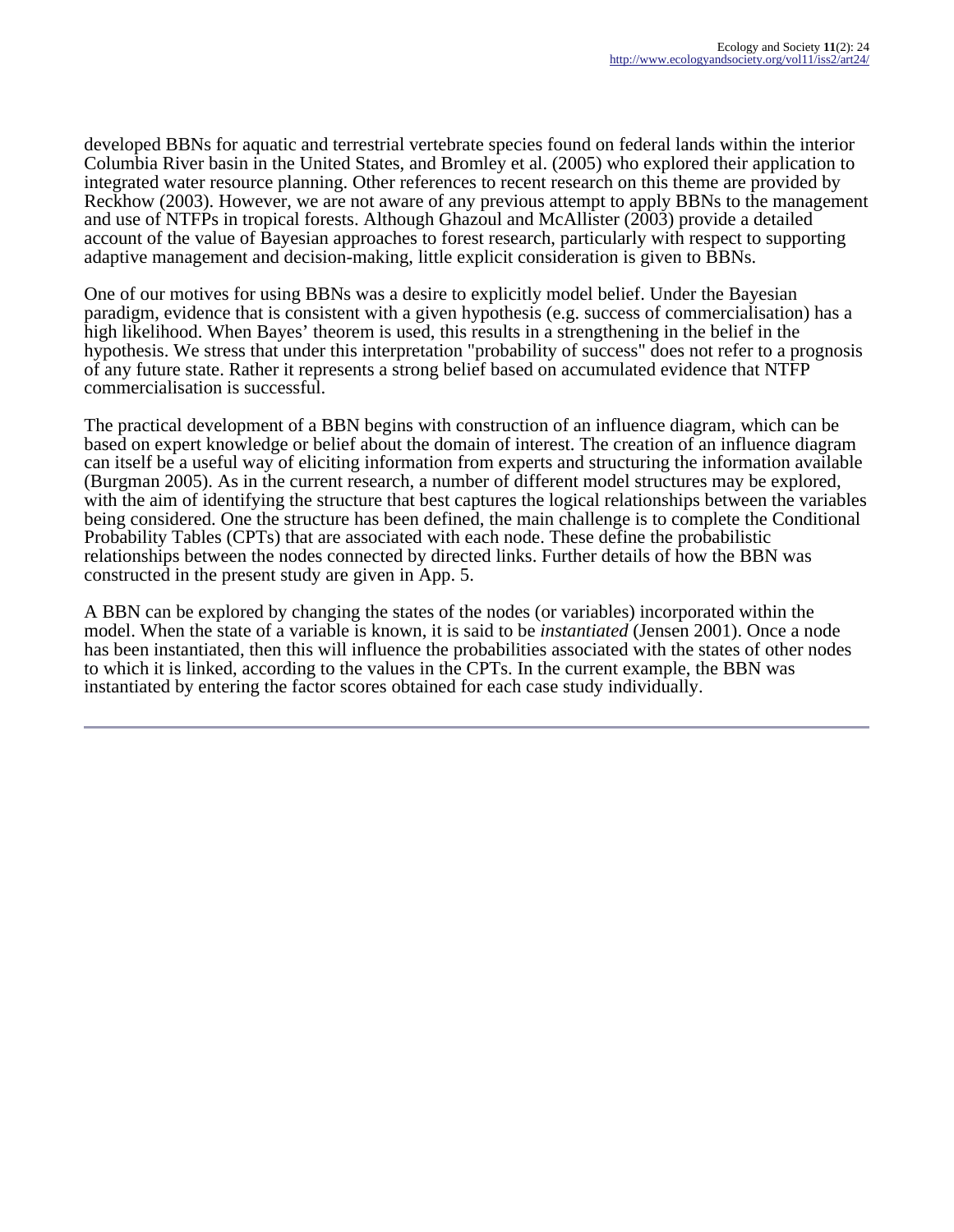developed BBNs for aquatic and terrestrial vertebrate species found on federal lands within the interior Columbia River basin in the United States, and Bromley et al. (2005) who explored their application to integrated water resource planning. Other references to recent research on this theme are provided by Reckhow (2003). However, we are not aware of any previous attempt to apply BBNs to the management and use of NTFPs in tropical forests. Although Ghazoul and McAllister (2003) provide a detailed account of the value of Bayesian approaches to forest research, particularly with respect to supporting adaptive management and decision-making, little explicit consideration is given to BBNs.

One of our motives for using BBNs was a desire to explicitly model belief. Under the Bayesian paradigm, evidence that is consistent with a given hypothesis (e.g. success of commercialisation) has a high likelihood. When Bayes' theorem is used, this results in a strengthening in the belief in the hypothesis. We stress that under this interpretation "probability of success" does not refer to a prognosis of any future state. Rather it represents a strong belief based on accumulated evidence that NTFP commercialisation is successful.

The practical development of a BBN begins with construction of an influence diagram, which can be based on expert knowledge or belief about the domain of interest. The creation of an influence diagram can itself be a useful way of eliciting information from experts and structuring the information available (Burgman 2005). As in the current research, a number of different model structures may be explored, with the aim of identifying the structure that best captures the logical relationships between the variables being considered. One the structure has been defined, the main challenge is to complete the Conditional Probability Tables (CPTs) that are associated with each node. These define the probabilistic relationships between the nodes connected by directed links. Further details of how the BBN was constructed in the present study are given in App. 5.

A BBN can be explored by changing the states of the nodes (or variables) incorporated within the model. When the state of a variable is known, it is said to be *instantiated* (Jensen 2001). Once a node has been instantiated, then this will influence the probabilities associated with the states of other nodes to which it is linked, according to the values in the CPTs. In the current example, the BBN was instantiated by entering the factor scores obtained for each case study individually.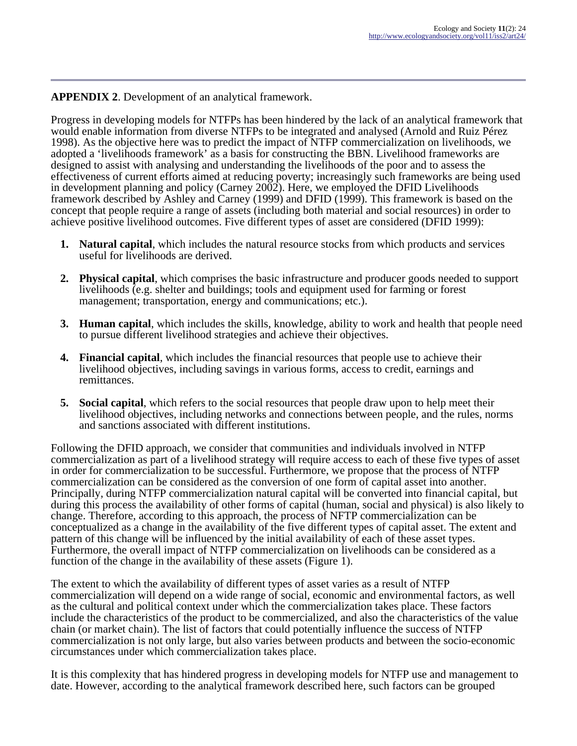**APPENDIX 2**. Development of an analytical framework.

Progress in developing models for NTFPs has been hindered by the lack of an analytical framework that would enable information from diverse NTFPs to be integrated and analysed (Arnold and Ruiz Pérez 1998). As the objective here was to predict the impact of NTFP commercialization on livelihoods, we adopted a 'livelihoods framework' as a basis for constructing the BBN. Livelihood frameworks are designed to assist with analysing and understanding the livelihoods of the poor and to assess the effectiveness of current efforts aimed at reducing poverty; increasingly such frameworks are being used in development planning and policy (Carney 2002). Here, we employed the DFID Livelihoods framework described by Ashley and Carney (1999) and DFID (1999). This framework is based on the concept that people require a range of assets (including both material and social resources) in order to achieve positive livelihood outcomes. Five different types of asset are considered (DFID 1999):

1. **Natural capital**, which includes the natural resource stocks from which products and services useful for livelihoods are derived.

2. **Physical capital**, which comprises the basic infrastructure and producer goods needed to support livelihoods (e.g. shelter and buildings; tools and equipment used for farming or forest management; transportation, energy and communications; etc.).

3. **Human capital**, which includes the skills, knowledge, ability to work and health that people need to pursue different livelihood strategies and achieve their objectives.

4. **Financial capital**, which includes the financial resources that people use to achieve their livelihood objectives, including savings in various forms, access to credit, earnings and remittances.

5. **Social capital**, which refers to the social resources that people draw upon to help meet their livelihood objectives, including networks and connections between people, and the rules, norms and sanctions associated with different institutions.

Following the DFID approach, we consider that communities and individuals involved in NTFP commercialization as part of a livelihood strategy will require access to each of these five types of asset in order for commercialization to be successful. Furthermore, we propose that the process of NTFP commercialization can be considered as the conversion of one form of capital asset into another. Principally, during NTFP commercialization natural capital will be converted into financial capital, but during this process the availability of other forms of capital (human, social and physical) is also likely to change. Therefore, according to this approach, the process of NFTP commercialization can be conceptualized as a change in the availability of the five different types of capital asset. The extent and pattern of this change will be influenced by the initial availability of each of these asset types. Furthermore, the overall impact of NTFP commercialization on livelihoods can be considered as a function of the change in the availability of these assets (Figure 1).

The extent to which the availability of different types of asset varies as a result of NTFP commercialization will depend on a wide range of social, economic and environmental factors, as well as the cultural and political context under which the commercialization takes place. These factors include the characteristics of the product to be commercialized, and also the characteristics of the value chain (or market chain). The list of factors that could potentially influence the success of NTFP commercialization is not only large, but also varies between products and between the socio-economic circumstances under which commercialization takes place.

It is this complexity that has hindered progress in developing models for NTFP use and management to date. However, according to the analytical framework described here, such factors can be grouped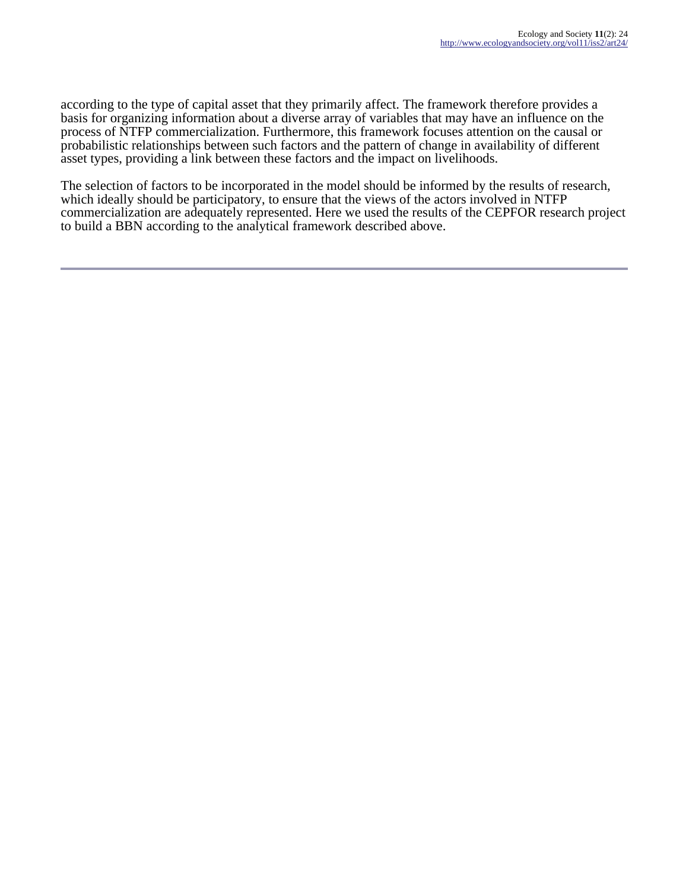according to the type of capital asset that they primarily affect. The framework therefore provides a basis for organizing information about a diverse array of variables that may have an influence on the process of NTFP commercialization. Furthermore, this framework focuses attention on the causal or probabilistic relationships between such factors and the pattern of change in availability of different asset types, providing a link between these factors and the impact on livelihoods.

The selection of factors to be incorporated in the model should be informed by the results of research, which ideally should be participatory, to ensure that the views of the actors involved in NTFP commercialization are adequately represented. Here we used the results of the CEPFOR research project to build a BBN according to the analytical framework described above.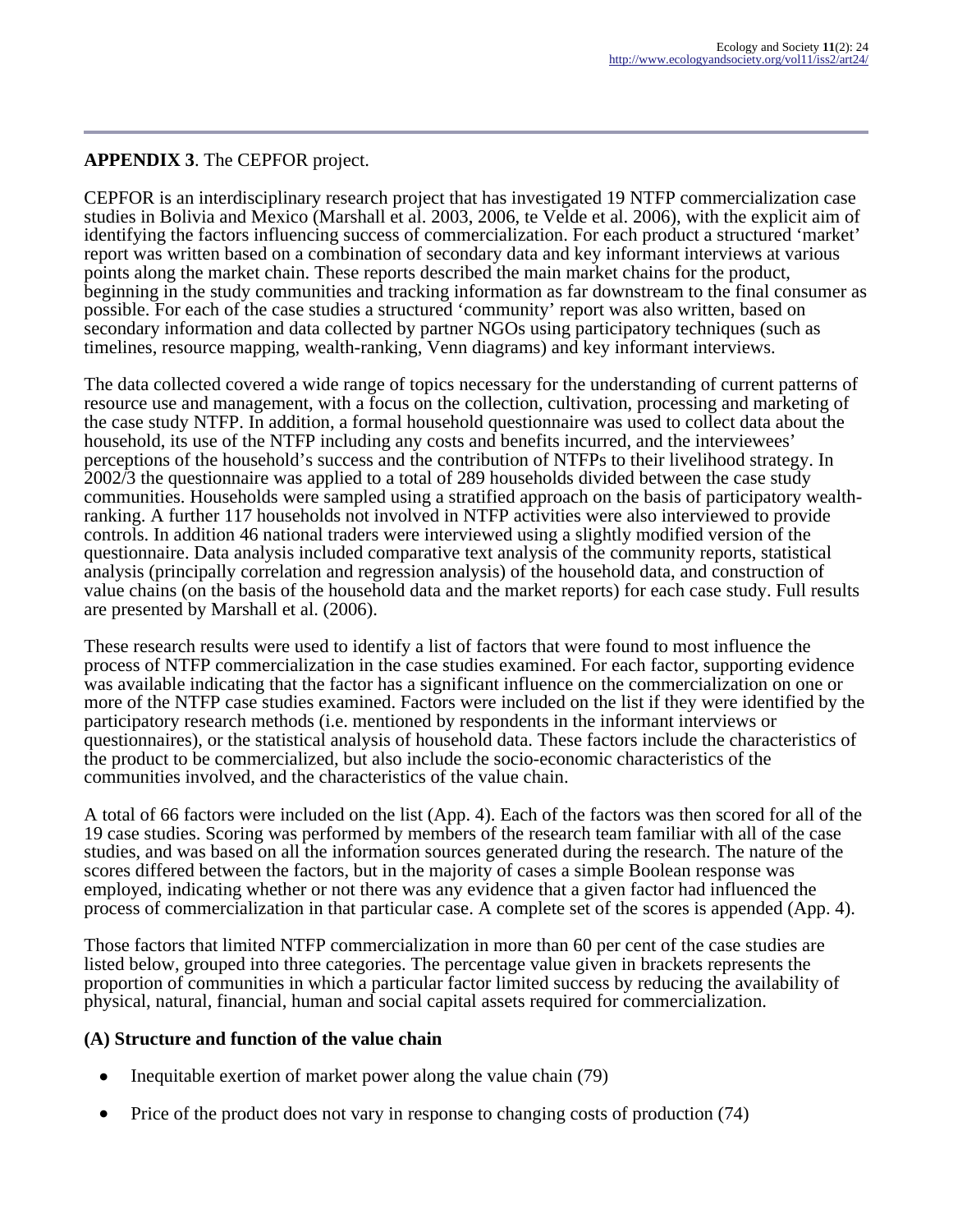**APPENDIX 3**. The CEPFOR project.

CEPFOR is an interdisciplinary research project that has investigated 19 NTFP commercialization case studies in Bolivia and Mexico (Marshall et al. 2003, 2006, te Velde et al. 2006), with the explicit aim of identifying the factors influencing success of commercialization. For each product a structured 'market' report was written based on a combination of secondary data and key informant interviews at various points along the market chain. These reports described the main market chains for the product, beginning in the study communities and tracking information as far downstream to the final consumer as possible. For each of the case studies a structured 'community' report was also written, based on secondary information and data collected by partner NGOs using participatory techniques (such as timelines, resource mapping, wealth-ranking, Venn diagrams) and key informant interviews.

The data collected covered a wide range of topics necessary for the understanding of current patterns of resource use and management, with a focus on the collection, cultivation, processing and marketing of the case study NTFP. In addition, a formal household questionnaire was used to collect data about the household, its use of the NTFP including any costs and benefits incurred, and the interviewees' perceptions of the household's success and the contribution of NTFPs to their livelihood strategy. In 2002/3 the questionnaire was applied to a total of 289 households divided between the case study communities. Households were sampled using a stratified approach on the basis of participatory wealth-ranking. A further 117 households not involved in NTFP activities were also interviewed to provide controls. In addition 46 national traders were interviewed using a slightly modified version of the questionnaire. Data analysis included comparative text analysis of the community reports, statistical analysis (principally correlation and regression analysis) of the household data, and construction of value chains (on the basis of the household data and the market reports) for each case study. Full results are presented by Marshall et al. (2006).

These research results were used to identify a list of factors that were found to most influence the process of NTFP commercialization in the case studies examined. For each factor, supporting evidence was available indicating that the factor has a significant influence on the commercialization on one or more of the NTFP case studies examined. Factors were included on the list if they were identified by the participatory research methods (i.e. mentioned by respondents in the informant interviews or questionnaires), or the statistical analysis of household data. These factors include the characteristics of the product to be commercialized, but also include the socio-economic characteristics of the communities involved, and the characteristics of the value chain.

A total of 66 factors were included on the list (App. 4). Each of the factors was then scored for all of the 19 case studies. Scoring was performed by members of the research team familiar with all of the case studies, and was based on all the information sources generated during the research. The nature of the scores differed between the factors, but in the majority of cases a simple Boolean response was employed, indicating whether or not there was any evidence that a given factor had influenced the process of commercialization in that particular case. A complete set of the scores is appended (App. 4).

Those factors that limited NTFP commercialization in more than 60 per cent of the case studies are listed below, grouped into three categories. The percentage value given in brackets represents the proportion of communities in which a particular factor limited success by reducing the availability of physical, natural, financial, human and social capital assets required for commercialization.

**(A) Structure and function of the value chain**

- Inequitable exertion of market power along the value chain (79)
- Price of the product does not vary in response to changing costs of production (74)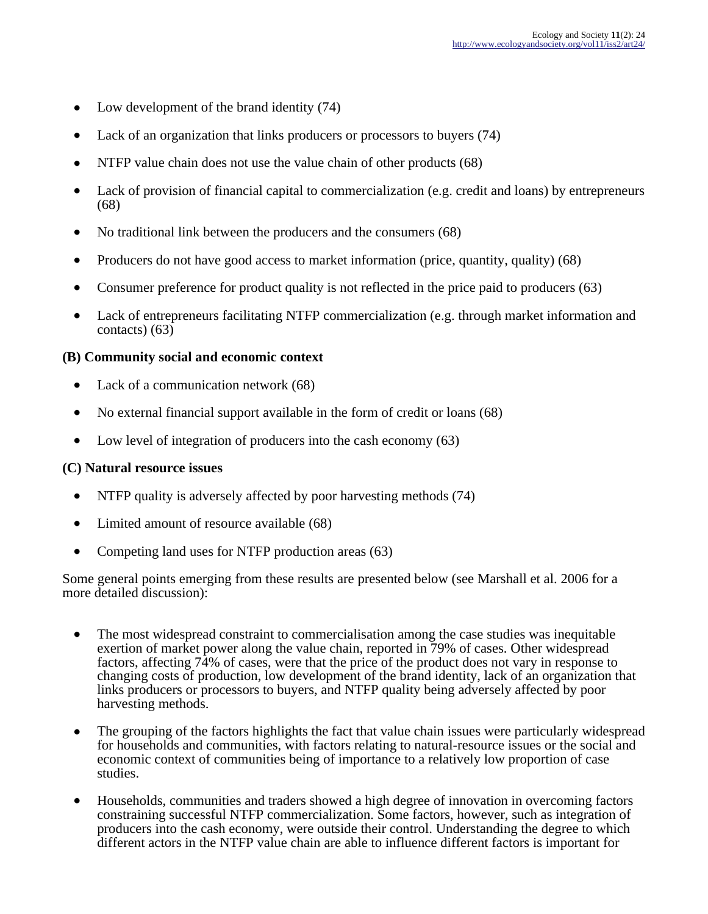- Low development of the brand identity (74)
- Lack of an organization that links producers or processors to buyers (74)
- NTFP value chain does not use the value chain of other products (68)
- Lack of provision of financial capital to commercialization (e.g. credit and loans) by entrepreneurs (68)
- No traditional link between the producers and the consumers (68)
- Producers do not have good access to market information (price, quantity, quality) (68)
- Consumer preference for product quality is not reflected in the price paid to producers (63)
- Lack of entrepreneurs facilitating NTFP commercialization (e.g. through market information and contacts) (63)

**(B) Community social and economic context**

- Lack of a communication network (68)
- No external financial support available in the form of credit or loans (68)
- Low level of integration of producers into the cash economy (63)

**(C) Natural resource issues**

- NTFP quality is adversely affected by poor harvesting methods (74)
- Limited amount of resource available (68)
- Competing land uses for NTFP production areas (63)

Some general points emerging from these results are presented below (see Marshall et al. 2006 for a more detailed discussion):

- The most widespread constraint to commercialisation among the case studies was inequitable exertion of market power along the value chain, reported in 79% of cases. Other widespread factors, affecting 74% of cases, were that the price of the product does not vary in response to changing costs of production, low development of the brand identity, lack of an organization that links producers or processors to buyers, and NTFP quality being adversely affected by poor harvesting methods.
- The grouping of the factors highlights the fact that value chain issues were particularly widespread for households and communities, with factors relating to natural-resource issues or the social and economic context of communities being of importance to a relatively low proportion of case studies.
- Households, communities and traders showed a high degree of innovation in overcoming factors constraining successful NTFP commercialization. Some factors, however, such as integration of producers into the cash economy, were outside their control. Understanding the degree to which different actors in the NTFP value chain are able to influence different factors is important for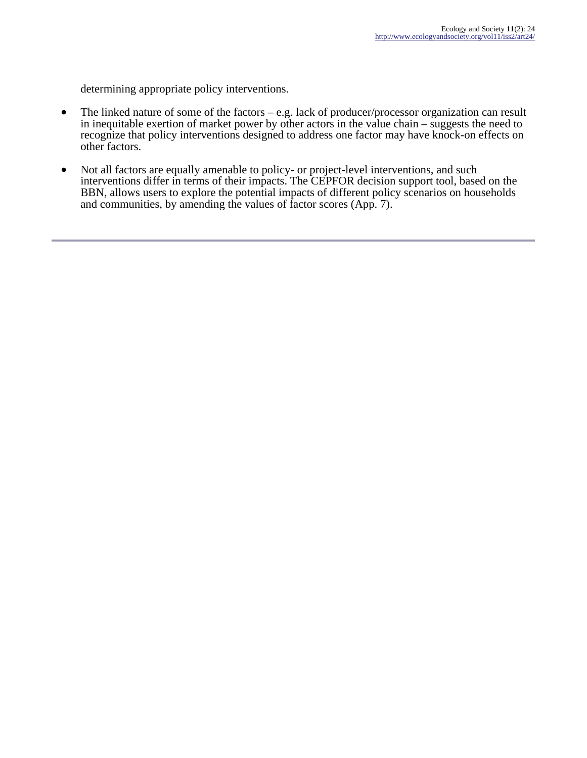determining appropriate policy interventions.

- The linked nature of some of the factors – e.g. lack of producer/processor organization can result in inequitable exertion of market power by other actors in the value chain – suggests the need to recognize that policy interventions designed to address one factor may have knock-on effects on other factors.

- Not all factors are equally amenable to policy- or project-level interventions, and such interventions differ in terms of their impacts. The CEPFOR decision support tool, based on the BBN, allows users to explore the potential impacts of different policy scenarios on households and communities, by amending the values of factor scores (App. 7).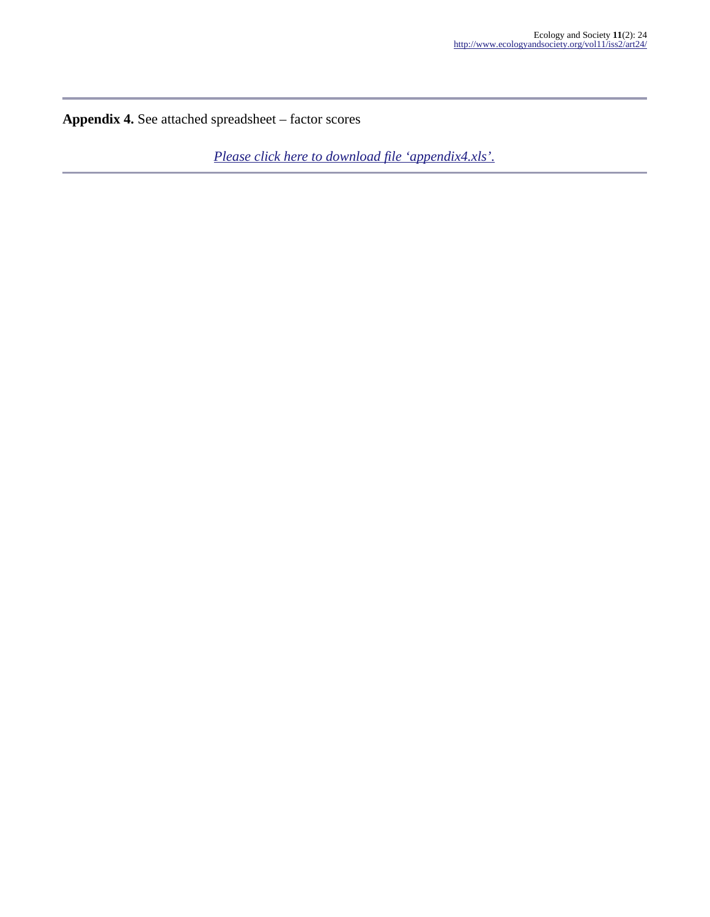**Appendix 4.** See attached spreadsheet – factor scores

*Please click here to download file 'appendix4.xls'.*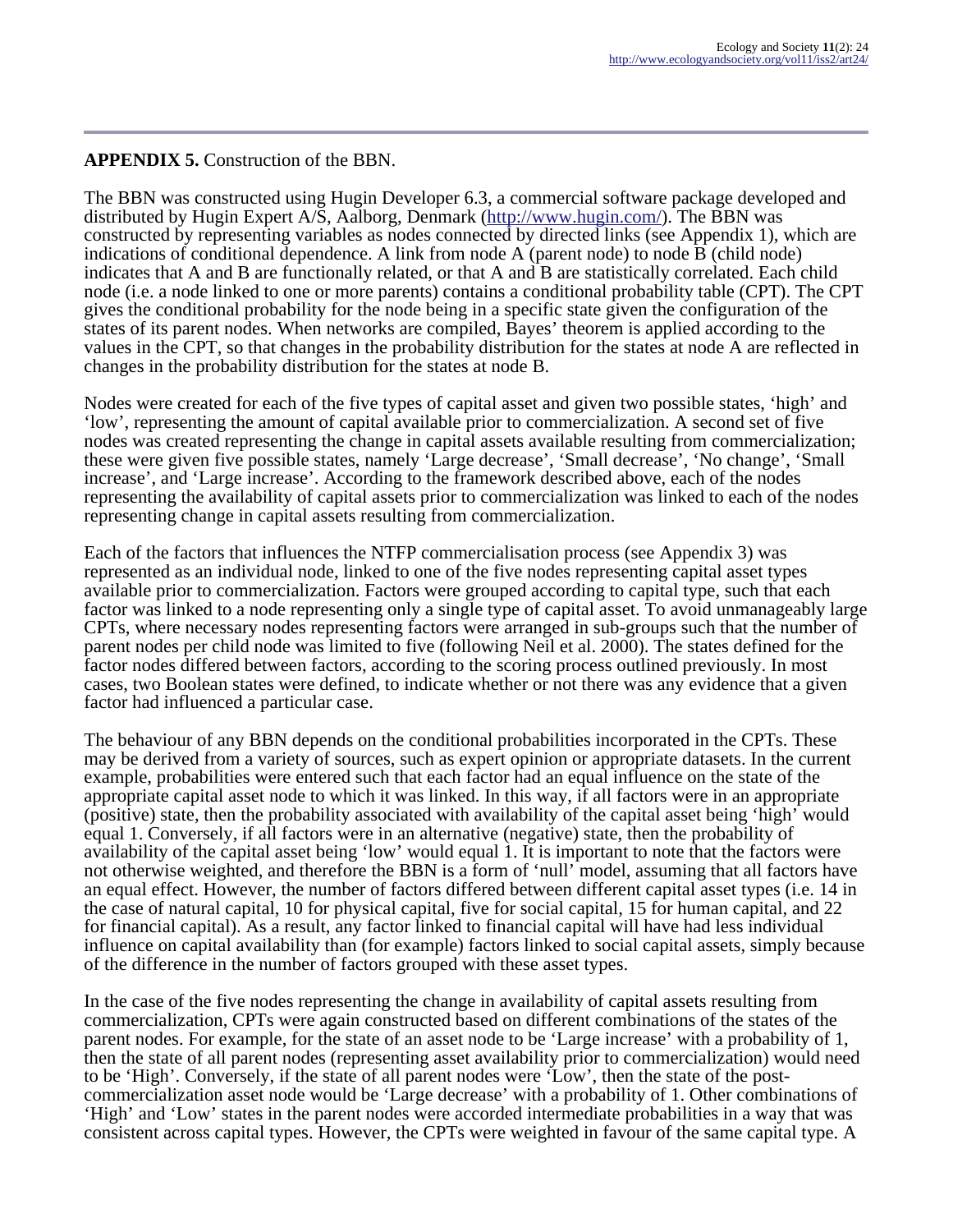**APPENDIX 5.** Construction of the BBN.

The BBN was constructed using Hugin Developer 6.3, a commercial software package developed and distributed by Hugin Expert A/S, Aalborg, Denmark (http://www.hugin.com/). The BBN was constructed by representing variables as nodes connected by directed links (see Appendix 1), which are indications of conditional dependence. A link from node A (parent node) to node B (child node) indicates that A and B are functionally related, or that A and B are statistically correlated. Each child node (i.e. a node linked to one or more parents) contains a conditional probability table (CPT). The CPT gives the conditional probability for the node being in a specific state given the configuration of the states of its parent nodes. When networks are compiled, Bayes' theorem is applied according to the values in the CPT, so that changes in the probability distribution for the states at node A are reflected in changes in the probability distribution for the states at node B.

Nodes were created for each of the five types of capital asset and given two possible states, 'high' and 'low', representing the amount of capital available prior to commercialization. A second set of five nodes was created representing the change in capital assets available resulting from commercialization; these were given five possible states, namely 'Large decrease', 'Small decrease', 'No change', 'Small increase', and 'Large increase'. According to the framework described above, each of the nodes representing the availability of capital assets prior to commercialization was linked to each of the nodes representing change in capital assets resulting from commercialization.

Each of the factors that influences the NTFP commercialisation process (see Appendix 3) was represented as an individual node, linked to one of the five nodes representing capital asset types available prior to commercialization. Factors were grouped according to capital type, such that each factor was linked to a node representing only a single type of capital asset. To avoid unmanageably large CPTs, where necessary nodes representing factors were arranged in sub-groups such that the number of parent nodes per child node was limited to five (following Neil et al. 2000). The states defined for the factor nodes differed between factors, according to the scoring process outlined previously. In most cases, two Boolean states were defined, to indicate whether or not there was any evidence that a given factor had influenced a particular case.

The behaviour of any BBN depends on the conditional probabilities incorporated in the CPTs. These may be derived from a variety of sources, such as expert opinion or appropriate datasets. In the current example, probabilities were entered such that each factor had an equal influence on the state of the appropriate capital asset node to which it was linked. In this way, if all factors were in an appropriate (positive) state, then the probability associated with availability of the capital asset being 'high' would equal 1. Conversely, if all factors were in an alternative (negative) state, then the probability of availability of the capital asset being 'low' would equal 1. It is important to note that the factors were not otherwise weighted, and therefore the BBN is a form of 'null' model, assuming that all factors have an equal effect. However, the number of factors differed between different capital asset types (i.e. 14 in the case of natural capital, 10 for physical capital, five for social capital, 15 for human capital, and 22 for financial capital). As a result, any factor linked to financial capital will have had less individual influence on capital availability than (for example) factors linked to social capital assets, simply because of the difference in the number of factors grouped with these asset types.

In the case of the five nodes representing the change in availability of capital assets resulting from commercialization, CPTs were again constructed based on different combinations of the states of the parent nodes. For example, for the state of an asset node to be 'Large increase' with a probability of 1, then the state of all parent nodes (representing asset availability prior to commercialization) would need to be 'High'. Conversely, if the state of all parent nodes were 'Low', then the state of the post-commercialization asset node would be 'Large decrease' with a probability of 1. Other combinations of 'High' and 'Low' states in the parent nodes were accorded intermediate probabilities in a way that was consistent across capital types. However, the CPTs were weighted in favour of the same capital type. A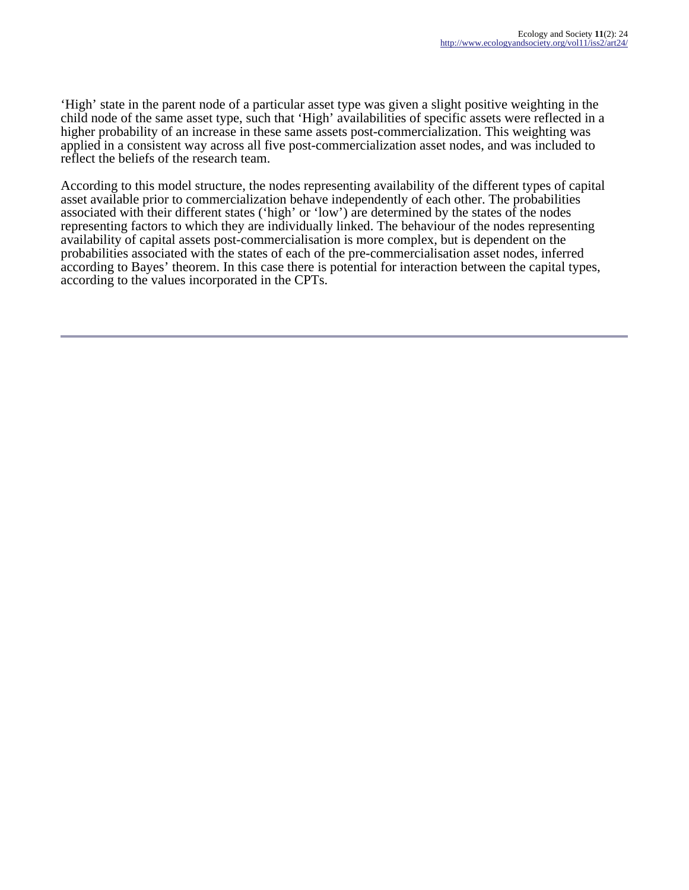‘High’ state in the parent node of a particular asset type was given a slight positive weighting in the child node of the same asset type, such that ‘High’ availabilities of specific assets were reflected in a higher probability of an increase in these same assets post-commercialization. This weighting was applied in a consistent way across all five post-commercialization asset nodes, and was included to reflect the beliefs of the research team.

According to this model structure, the nodes representing availability of the different types of capital asset available prior to commercialization behave independently of each other. The probabilities associated with their different states (‘high’ or ‘low’) are determined by the states of the nodes representing factors to which they are individually linked. The behaviour of the nodes representing availability of capital assets post-commercialisation is more complex, but is dependent on the probabilities associated with the states of each of the pre-commercialisation asset nodes, inferred according to Bayes’ theorem. In this case there is potential for interaction between the capital types, according to the values incorporated in the CPTs.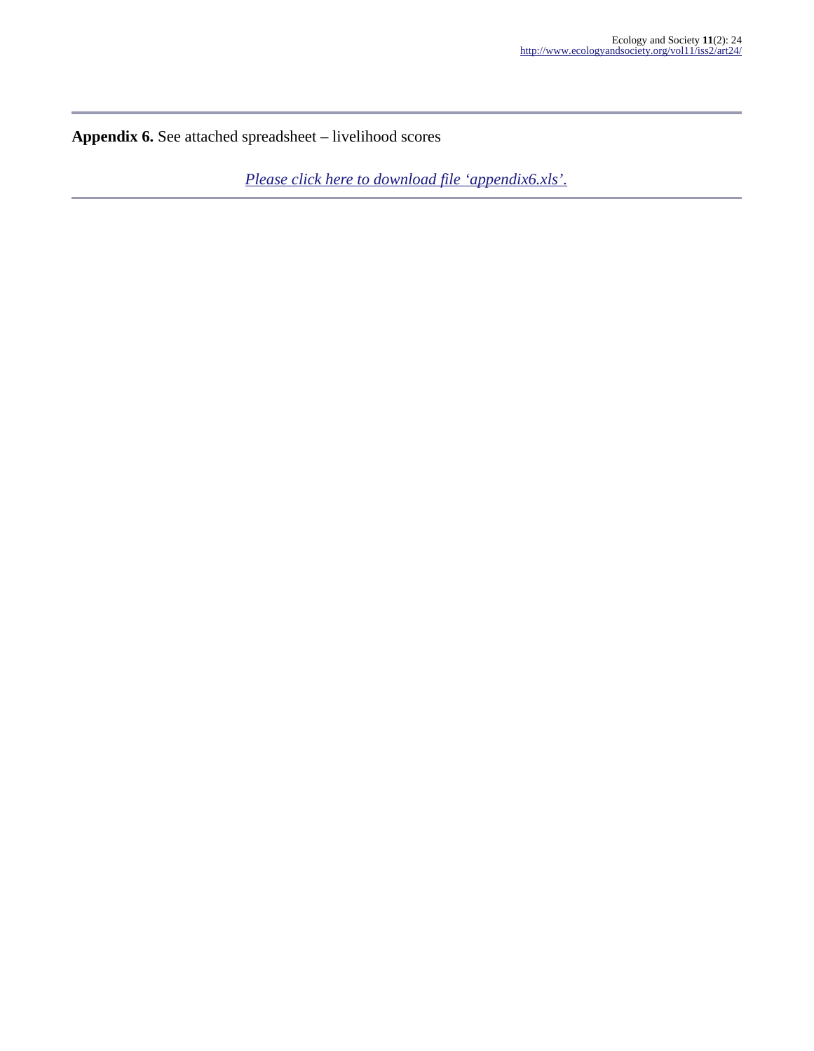**Appendix 6.** See attached spreadsheet – livelihood scores

*Please click here to download file 'appendix6.xls'.*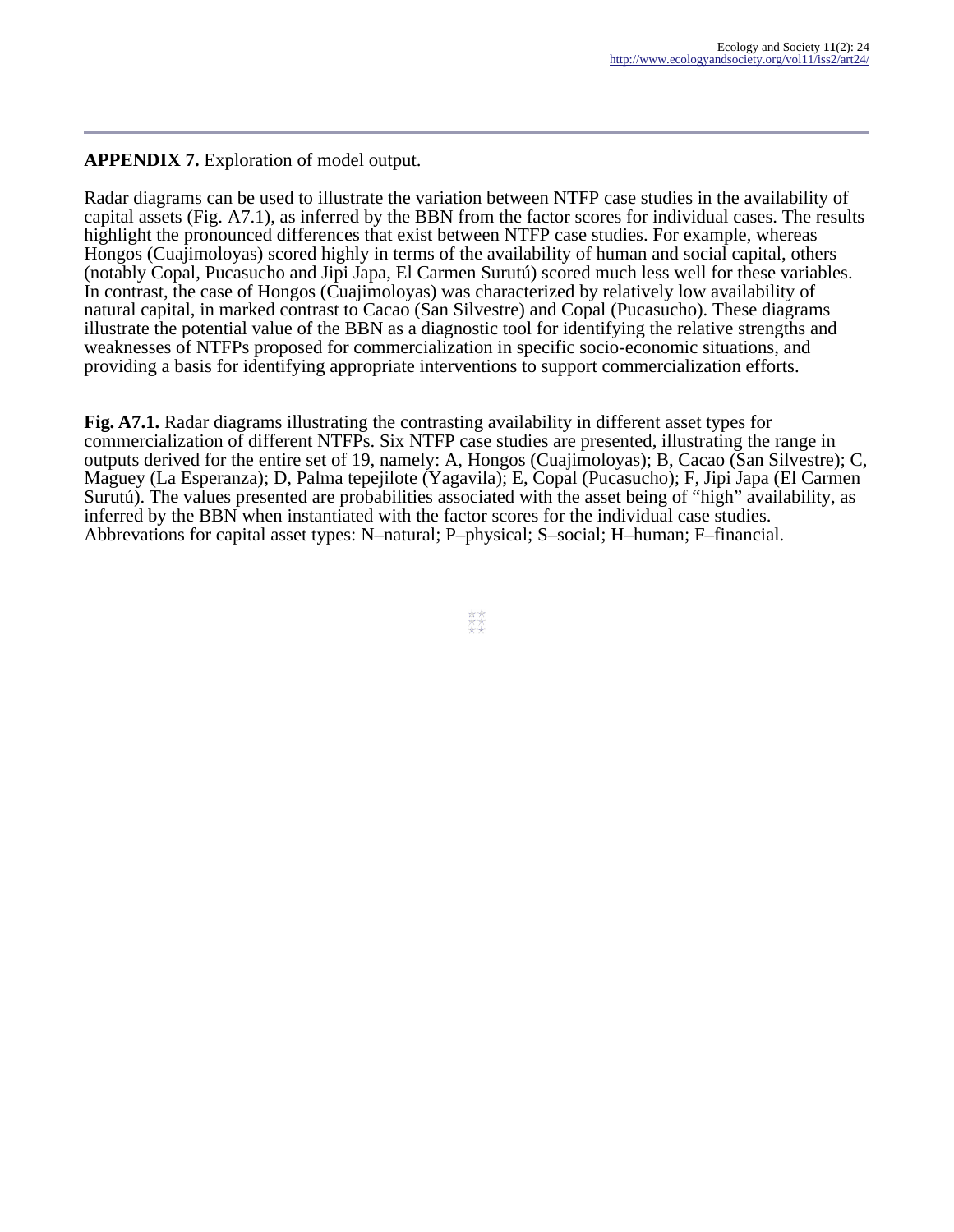**APPENDIX 7.** Exploration of model output.

Radar diagrams can be used to illustrate the variation between NTFP case studies in the availability of capital assets (Fig. A7.1), as inferred by the BBN from the factor scores for individual cases. The results highlight the pronounced differences that exist between NTFP case studies. For example, whereas Hongos (Cuajimoloyas) scored highly in terms of the availability of human and social capital, others (notably Copal, Pucasucho and Jipi Japa, El Carmen Surutú) scored much less well for these variables. In contrast, the case of Hongos (Cuajimoloyas) was characterized by relatively low availability of natural capital, in marked contrast to Cacao (San Silvestre) and Copal (Pucasucho). These diagrams illustrate the potential value of the BBN as a diagnostic tool for identifying the relative strengths and weaknesses of NTFPs proposed for commercialization in specific socio-economic situations, and providing a basis for identifying appropriate interventions to support commercialization efforts.

**Fig. A7.1.** Radar diagrams illustrating the contrasting availability in different asset types for commercialization of different NTFPs. Six NTFP case studies are presented, illustrating the range in outputs derived for the entire set of 19, namely: A, Hongos (Cuajimoloyas); B, Cacao (San Silvestre); C, Maguey (La Esperanza); D, Palma tepejilote (Yagavila); E, Copal (Pucasucho); F, Jipi Japa (El Carmen Surutú). The values presented are probabilities associated with the asset being of “high” availability, as inferred by the BBN when instantiated with the factor scores for the individual case studies. Abbrevations for capital asset types: N–natural; P–physical; S–social; H–human; F–financial.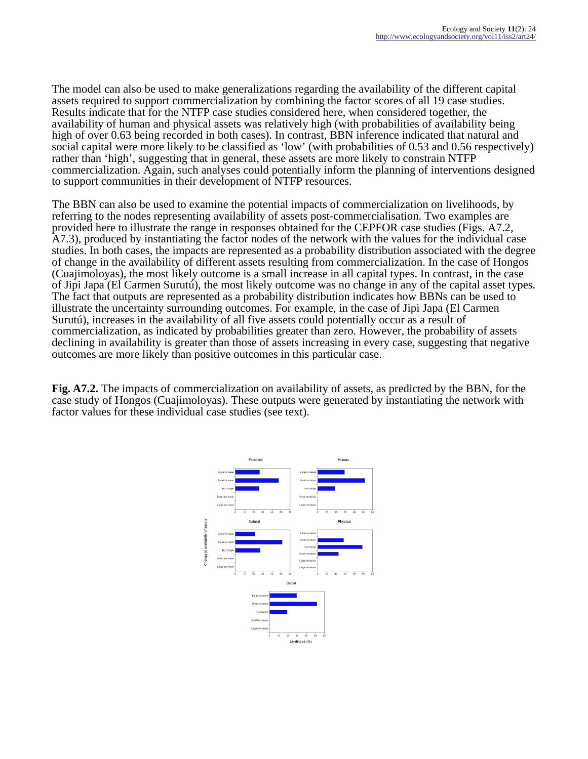The model can also be used to make generalizations regarding the availability of the different capital assets required to support commercialization by combining the factor scores of all 19 case studies. Results indicate that for the NTFP case studies considered here, when considered together, the availability of human and physical assets was relatively high (with probabilities of availability being high of over 0.63 being recorded in both cases). In contrast, BBN inference indicated that natural and social capital were more likely to be classified as 'low' (with probabilities of 0.53 and 0.56 respectively) rather than 'high', suggesting that in general, these assets are more likely to constrain NTFP commercialization. Again, such analyses could potentially inform the planning of interventions designed to support communities in their development of NTFP resources.

The BBN can also be used to examine the potential impacts of commercialization on livelihoods, by referring to the nodes representing availability of assets post-commercialisation. Two examples are provided here to illustrate the range in responses obtained for the CEPFOR case studies (Figs. A7.2, A7.3), produced by instantiating the factor nodes of the network with the values for the individual case studies. In both cases, the impacts are represented as a probability distribution associated with the degree of change in the availability of different assets resulting from commercialization. In the case of Hongos (Cuajimoloyas), the most likely outcome is a small increase in all capital types. In contrast, in the case of Jipi Japa (El Carmen Surutú), the most likely outcome was no change in any of the capital asset types. The fact that outputs are represented as a probability distribution indicates how BBNs can be used to illustrate the uncertainty surrounding outcomes. For example, in the case of Jipi Japa (El Carmen Surutú), increases in the availability of all five assets could potentially occur as a result of commercialization, as indicated by probabilities greater than zero. However, the probability of assets declining in availability is greater than those of assets increasing in every case, suggesting that negative outcomes are more likely than positive outcomes in this particular case.

**Fig. A7.2.** The impacts of commercialization on availability of assets, as predicted by the BBN, for the case study of Hongos (Cuajimoloyas). These outputs were generated by instantiating the network with factor values for these individual case studies (see text).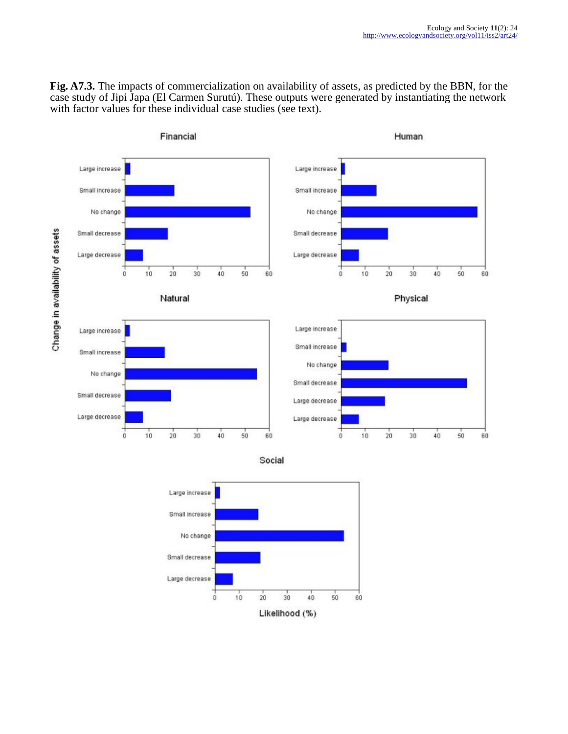**Fig. A7.3.** The impacts of commercialization on availability of assets, as predicted by the BBN, for the case study of Jipi Japa (El Carmen Surutú). These outputs were generated by instantiating the network with factor values for these individual case studies (see text).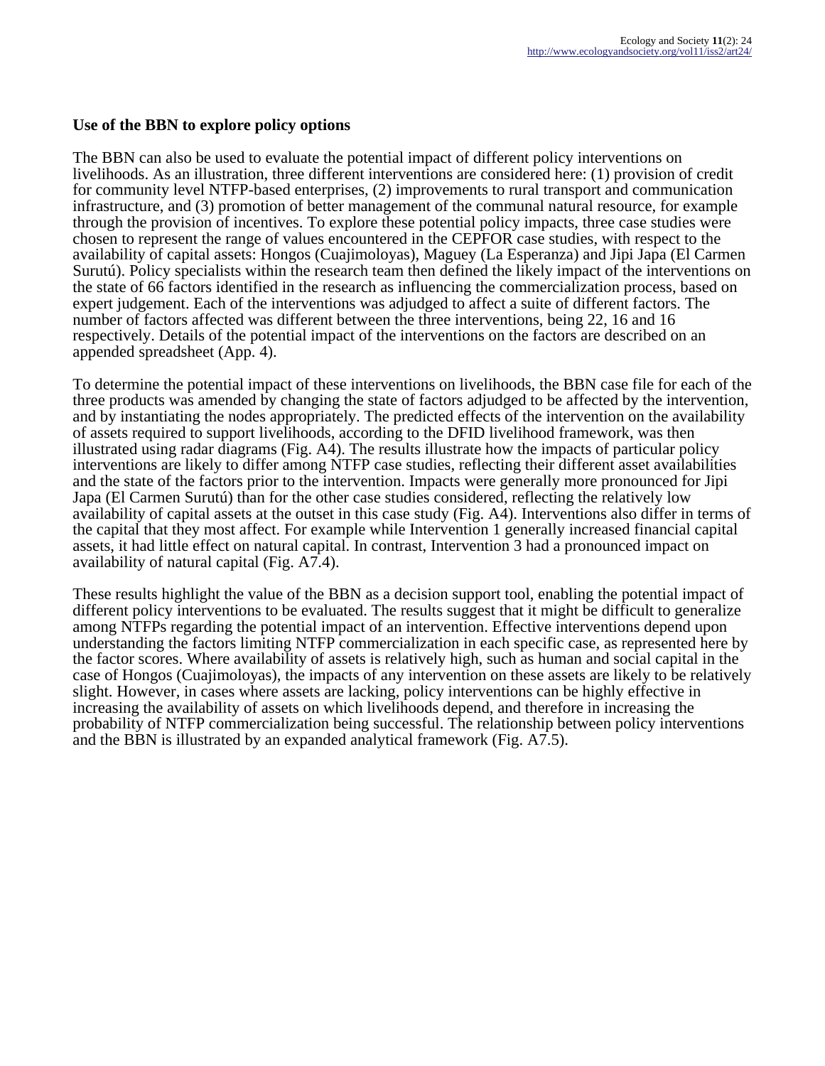### Use of the BBN to explore policy options

The BBN can also be used to evaluate the potential impact of different policy interventions on livelihoods. As an illustration, three different interventions are considered here: (1) provision of credit for community level NTFP-based enterprises, (2) improvements to rural transport and communication infrastructure, and (3) promotion of better management of the communal natural resource, for example through the provision of incentives. To explore these potential policy impacts, three case studies were chosen to represent the range of values encountered in the CEPFOR case studies, with respect to the availability of capital assets: Hongos (Cuajimoloyas), Maguey (La Esperanza) and Jipi Japa (El Carmen Surutú). Policy specialists within the research team then defined the likely impact of the interventions on the state of 66 factors identified in the research as influencing the commercialization process, based on expert judgement. Each of the interventions was adjudged to affect a suite of different factors. The number of factors affected was different between the three interventions, being 22, 16 and 16 respectively. Details of the potential impact of the interventions on the factors are described on an appended spreadsheet (App. 4).

To determine the potential impact of these interventions on livelihoods, the BBN case file for each of the three products was amended by changing the state of factors adjudged to be affected by the intervention, and by instantiating the nodes appropriately. The predicted effects of the intervention on the availability of assets required to support livelihoods, according to the DFID livelihood framework, was then illustrated using radar diagrams (Fig. A4). The results illustrate how the impacts of particular policy interventions are likely to differ among NTFP case studies, reflecting their different asset availabilities and the state of the factors prior to the intervention. Impacts were generally more pronounced for Jipi Japa (El Carmen Surutú) than for the other case studies considered, reflecting the relatively low availability of capital assets at the outset in this case study (Fig. A4). Interventions also differ in terms of the capital that they most affect. For example while Intervention 1 generally increased financial capital assets, it had little effect on natural capital. In contrast, Intervention 3 had a pronounced impact on availability of natural capital (Fig. A7.4).

These results highlight the value of the BBN as a decision support tool, enabling the potential impact of different policy interventions to be evaluated. The results suggest that it might be difficult to generalize among NTFPs regarding the potential impact of an intervention. Effective interventions depend upon understanding the factors limiting NTFP commercialization in each specific case, as represented here by the factor scores. Where availability of assets is relatively high, such as human and social capital in the case of Hongos (Cuajimoloyas), the impacts of any intervention on these assets are likely to be relatively slight. However, in cases where assets are lacking, policy interventions can be highly effective in increasing the availability of assets on which livelihoods depend, and therefore in increasing the probability of NTFP commercialization being successful. The relationship between policy interventions and the BBN is illustrated by an expanded analytical framework (Fig. A7.5).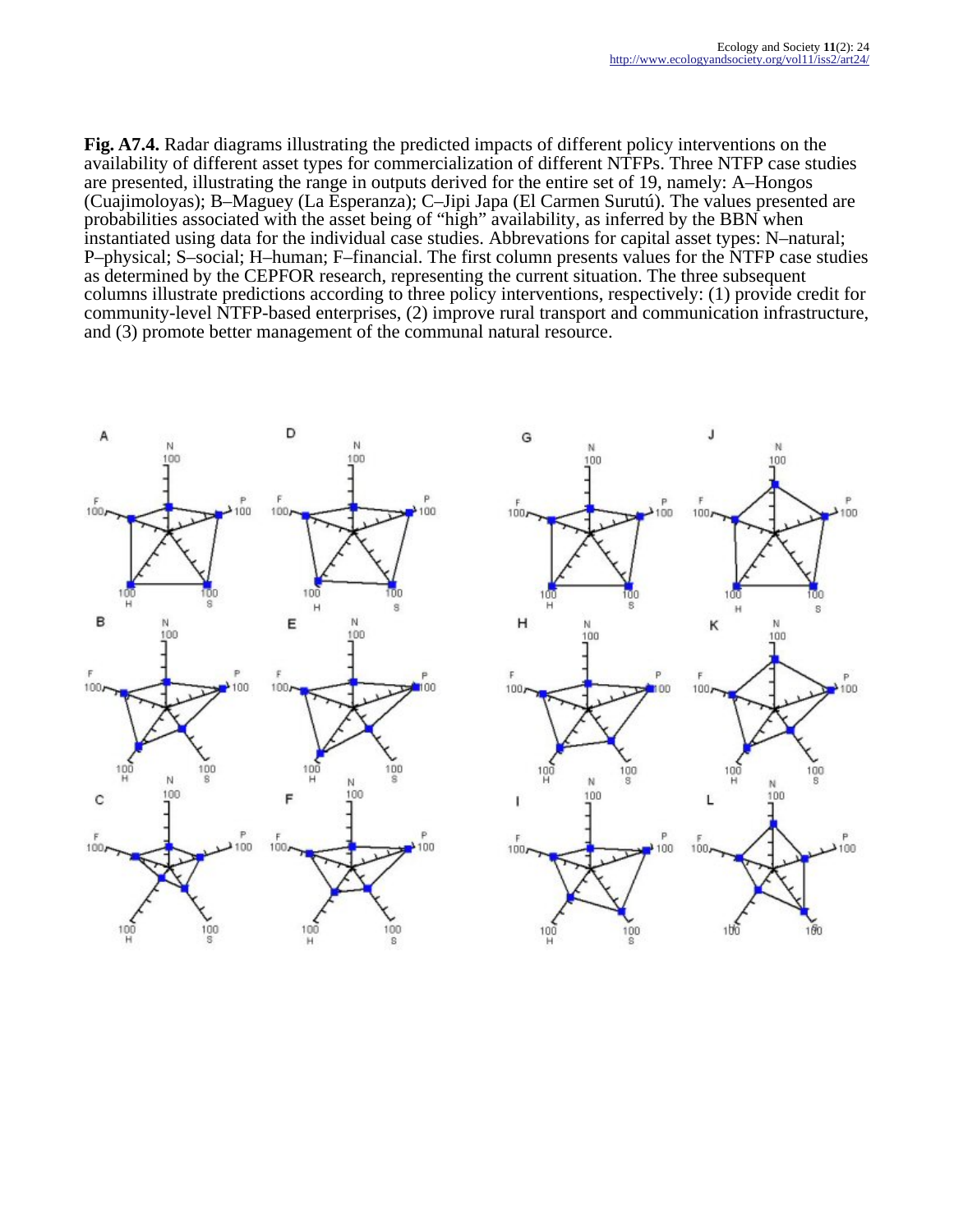**Fig. A7.4.** Radar diagrams illustrating the predicted impacts of different policy interventions on the availability of different asset types for commercialization of different NTFPs. Three NTFP case studies are presented, illustrating the range in outputs derived for the entire set of 19, namely: A–Hongos (Cuajimoloyas); B–Maguey (La Esperanza); C–Jipi Japa (El Carmen Surutú). The values presented are probabilities associated with the asset being of "high" availability, as inferred by the BBN when instantiated using data for the individual case studies. Abbrevations for capital asset types: N–natural; P–physical; S–social; H–human; F–financial. The first column presents values for the NTFP case studies as determined by the CEPFOR research, representing the current situation. The three subsequent columns illustrate predictions according to three policy interventions, respectively: (1) provide credit for community-level NTFP-based enterprises, (2) improve rural transport and communication infrastructure, and (3) promote better management of the communal natural resource.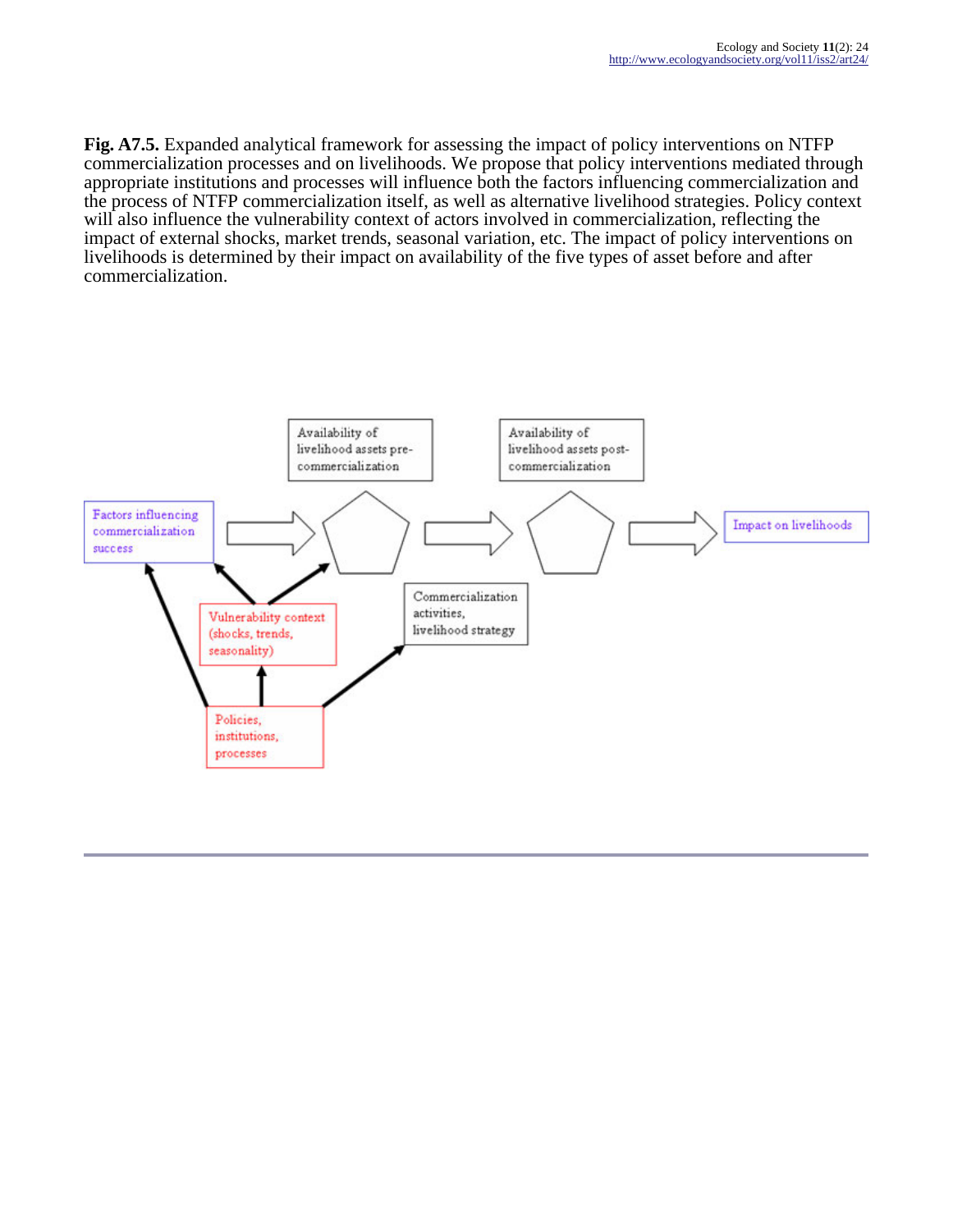**Fig. A7.5.** Expanded analytical framework for assessing the impact of policy interventions on NTFP commercialization processes and on livelihoods. We propose that policy interventions mediated through appropriate institutions and processes will influence both the factors influencing commercialization and the process of NTFP commercialization itself, as well as alternative livelihood strategies. Policy context will also influence the vulnerability context of actors involved in commercialization, reflecting the impact of external shocks, market trends, seasonal variation, etc. The impact of policy interventions on livelihoods is determined by their impact on availability of the five types of asset before and after commercialization.

Availability of livelihood assets pre-commercialization

Availability of livelihood assets post-commercialization

Factors influencing commercialization success

Impact on livelihoods

Commercialization activities, livelihood strategy

Vulnerability context (shocks, trends, seasonality)

Policies, institutions, processes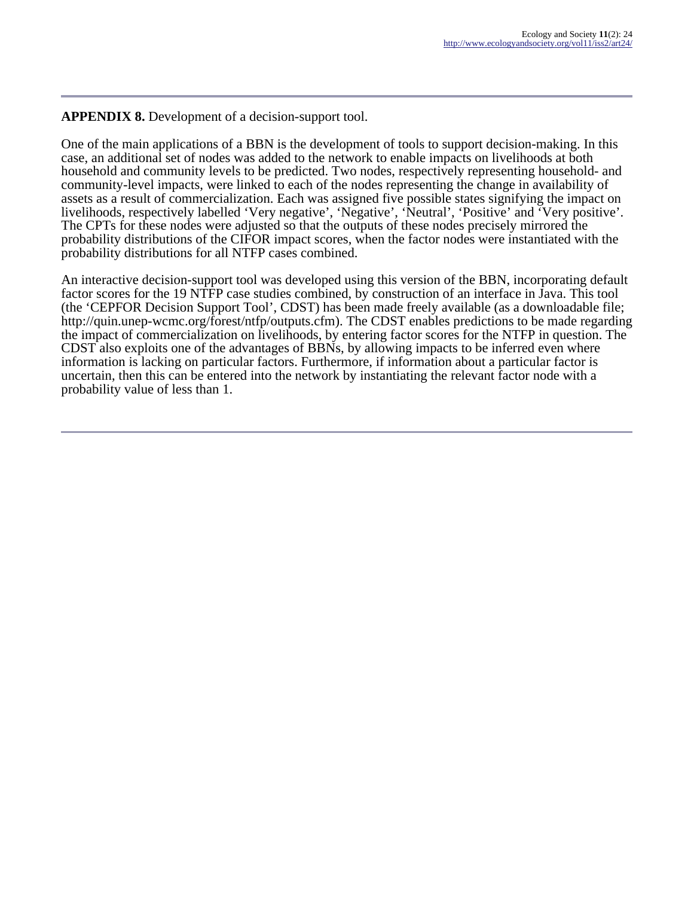**APPENDIX 8.** Development of a decision-support tool.

One of the main applications of a BBN is the development of tools to support decision-making. In this case, an additional set of nodes was added to the network to enable impacts on livelihoods at both household and community levels to be predicted. Two nodes, respectively representing household- and community-level impacts, were linked to each of the nodes representing the change in availability of assets as a result of commercialization. Each was assigned five possible states signifying the impact on livelihoods, respectively labelled 'Very negative', 'Negative', 'Neutral', 'Positive' and 'Very positive'. The CPTs for these nodes were adjusted so that the outputs of these nodes precisely mirrored the probability distributions of the CIFOR impact scores, when the factor nodes were instantiated with the probability distributions for all NTFP cases combined.

An interactive decision-support tool was developed using this version of the BBN, incorporating default factor scores for the 19 NTFP case studies combined, by construction of an interface in Java. This tool (the 'CEPFOR Decision Support Tool', CDST) has been made freely available (as a downloadable file; http://quin.unep-wcmc.org/forest/ntfp/outputs.cfm). The CDST enables predictions to be made regarding the impact of commercialization on livelihoods, by entering factor scores for the NTFP in question. The CDST also exploits one of the advantages of BBNs, by allowing impacts to be inferred even where information is lacking on particular factors. Furthermore, if information about a particular factor is uncertain, then this can be entered into the network by instantiating the relevant factor node with a probability value of less than 1.